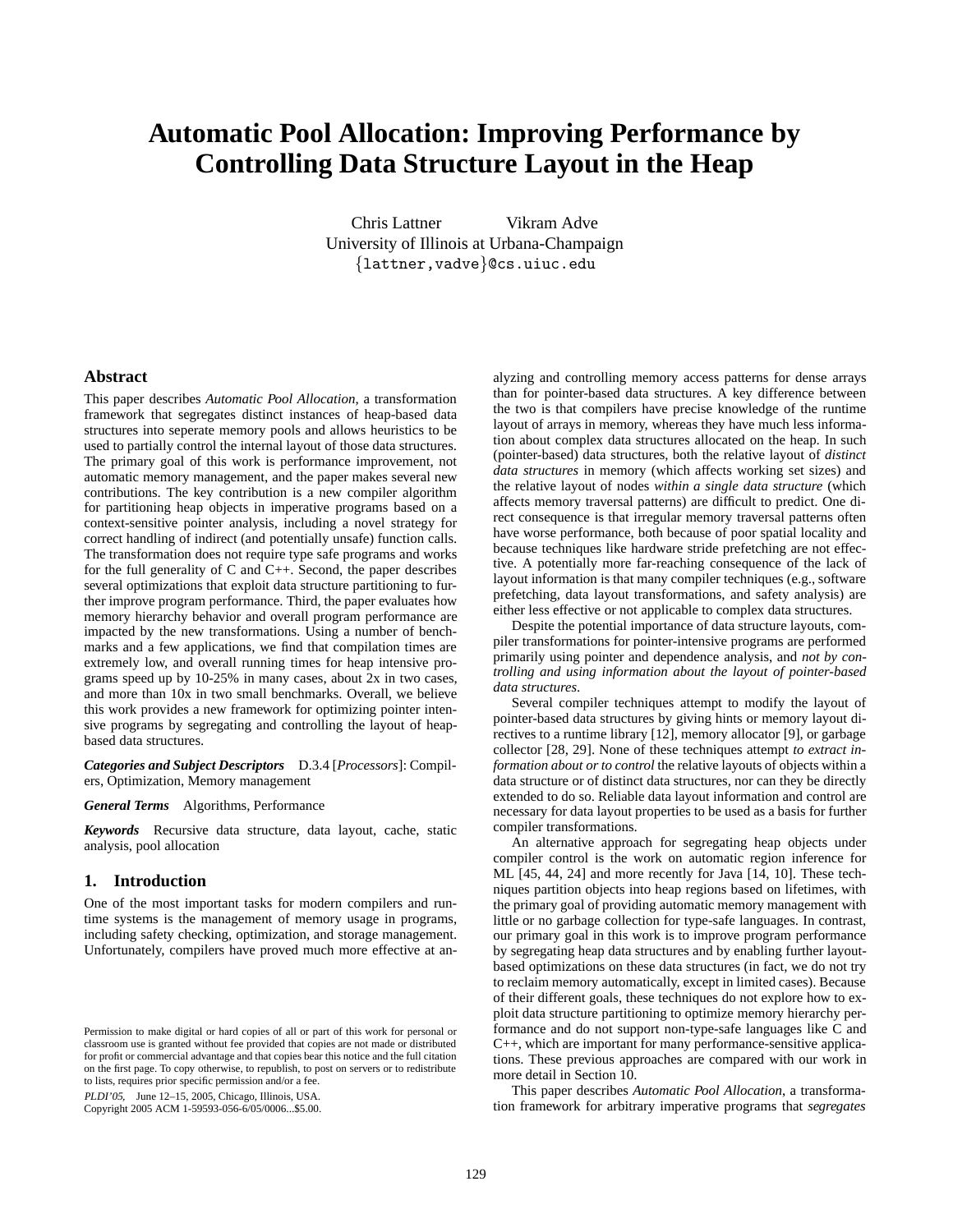# Automatic Pool Allocation: Improving Performance by Controlling Data Structure Layout in the Heap

Chris Lattner Vikram Adve
University of Illinois at Urbana-Champaign
{lattner,vadve}@cs.uiuc.edu

## Abstract

This paper describes *Automatic Pool Allocation*, a transformation framework that segregates distinct instances of heap-based data structures into seperate memory pools and allows heuristics to be used to partially control the internal layout of those data structures. The primary goal of this work is performance improvement, not automatic memory management, and the paper makes several new contributions. The key contribution is a new compiler algorithm for partitioning heap objects in imperative programs based on a context-sensitive pointer analysis, including a novel strategy for correct handling of indirect (and potentially unsafe) function calls. The transformation does not require type safe programs and works for the full generality of C and C++. Second, the paper describes several optimizations that exploit data structure partitioning to further improve program performance. Third, the paper evaluates how memory hierarchy behavior and overall program performance are impacted by the new transformations. Using a number of benchmarks and a few applications, we find that compilation times are extremely low, and overall running times for heap intensive programs speed up by 10-25% in many cases, about 2x in two cases, and more than 10x in two small benchmarks. Overall, we believe this work provides a new framework for optimizing pointer intensive programs by segregating and controlling the layout of heap-based data structures.

***Categories and Subject Descriptors*** D.3.4 [*Processors*]: Compilers, Optimization, Memory management

***General Terms*** Algorithms, Performance

***Keywords*** Recursive data structure, data layout, cache, static analysis, pool allocation

## 1. Introduction

One of the most important tasks for modern compilers and runtime systems is the management of memory usage in programs, including safety checking, optimization, and storage management. Unfortunately, compilers have proved much more effective at analyzing and controlling memory access patterns for dense arrays than for pointer-based data structures. A key difference between the two is that compilers have precise knowledge of the runtime layout of arrays in memory, whereas they have much less information about complex data structures allocated on the heap. In such (pointer-based) data structures, both the relative layout of *distinct data structures* in memory (which affects working set sizes) and the relative layout of nodes *within a single data structure* (which affects memory traversal patterns) are difficult to predict. One direct consequence is that irregular memory traversal patterns often have worse performance, both because of poor spatial locality and because techniques like hardware stride prefetching are not effective. A potentially more far-reaching consequence of the lack of layout information is that many compiler techniques (e.g., software prefetching, data layout transformations, and safety analysis) are either less effective or not applicable to complex data structures.

Despite the potential importance of data structure layouts, compiler transformations for pointer-intensive programs are performed primarily using pointer and dependence analysis, and *not by controlling and using information about the layout of pointer-based data structures*.

Several compiler techniques attempt to modify the layout of pointer-based data structures by giving hints or memory layout directives to a runtime library [12], memory allocator [9], or garbage collector [28, 29]. None of these techniques attempt *to extract information about or to control* the relative layouts of objects within a data structure or of distinct data structures, nor can they be directly extended to do so. Reliable data layout information and control are necessary for data layout properties to be used as a basis for further compiler transformations.

An alternative approach for segregating heap objects under compiler control is the work on automatic region inference for ML [45, 44, 24] and more recently for Java [14, 10]. These techniques partition objects into heap regions based on lifetimes, with the primary goal of providing automatic memory management with little or no garbage collection for type-safe languages. In contrast, our primary goal in this work is to improve program performance by segregating heap data structures and by enabling further layout-based optimizations on these data structures (in fact, we do not try to reclaim memory automatically, except in limited cases). Because of their different goals, these techniques do not explore how to exploit data structure partitioning to optimize memory hierarchy performance and do not support non-type-safe languages like C and C++, which are important for many performance-sensitive applications. These previous approaches are compared with our work in more detail in Section 10.

This paper describes *Automatic Pool Allocation*, a transformation framework for arbitrary imperative programs that *segregates*

Permission to make digital or hard copies of all or part of this work for personal or classroom use is granted without fee provided that copies are not made or distributed for profit or commercial advantage and that copies bear this notice and the full citation on the first page. To copy otherwise, to republish, to post on servers or to redistribute to lists, requires prior specific permission and/or a fee.
*PLDI'05,* June 12–15, 2005, Chicago, Illinois, USA.
Copyright 2005 ACM 1-59593-056-6/05/0006...$5.00.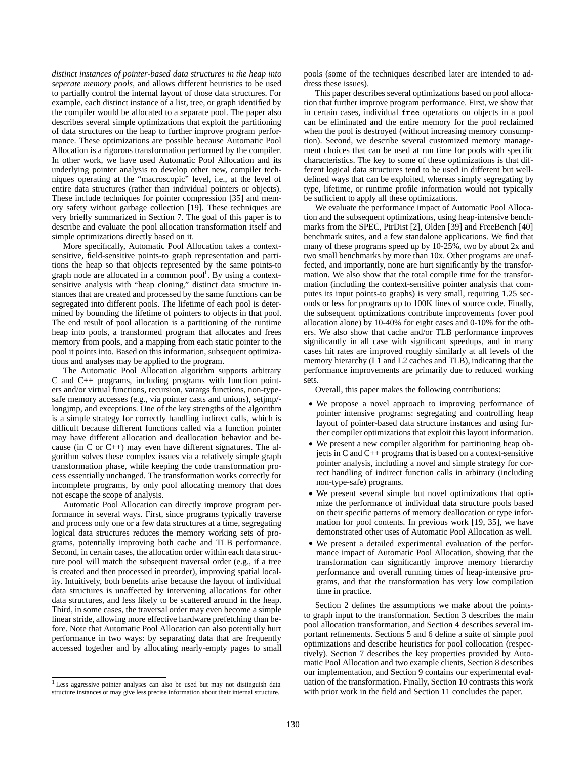*distinct instances of pointer-based data structures in the heap into seperate memory pools*, and allows different heuristics to be used to partially control the internal layout of those data structures. For example, each distinct instance of a list, tree, or graph identified by the compiler would be allocated to a separate pool. The paper also describes several simple optimizations that exploit the partitioning of data structures on the heap to further improve program performance. These optimizations are possible because Automatic Pool Allocation is a rigorous transformation performed by the compiler. In other work, we have used Automatic Pool Allocation and its underlying pointer analysis to develop other new, compiler techniques operating at the "macroscopic" level, i.e., at the level of entire data structures (rather than individual pointers or objects). These include techniques for pointer compression [35] and memory safety without garbage collection [19]. These techniques are very briefly summarized in Section 7. The goal of this paper is to describe and evaluate the pool allocation transformation itself and simple optimizations directly based on it.

More specifically, Automatic Pool Allocation takes a context-sensitive, field-sensitive points-to graph representation and partitions the heap so that objects represented by the same points-to graph node are allocated in a common pool[1]. By using a context-sensitive analysis with "heap cloning," distinct data structure instances that are created and processed by the same functions can be segregated into different pools. The lifetime of each pool is determined by bounding the lifetime of pointers to objects in that pool. The end result of pool allocation is a partitioning of the runtime heap into pools, a transformed program that allocates and frees memory from pools, and a mapping from each static pointer to the pool it points into. Based on this information, subsequent optimizations and analyses may be applied to the program.

The Automatic Pool Allocation algorithm supports arbitrary C and C++ programs, including programs with function pointers and/or virtual functions, recursion, varargs functions, non-type-safe memory accesses (e.g., via pointer casts and unions), setjmp/-longjmp, and exceptions. One of the key strengths of the algorithm is a simple strategy for correctly handling indirect calls, which is difficult because different functions called via a function pointer may have different allocation and deallocation behavior and because (in C or C++) may even have different signatures. The algorithm solves these complex issues via a relatively simple graph transformation phase, while keeping the code transformation process essentially unchanged. The transformation works correctly for incomplete programs, by only pool allocating memory that does not escape the scope of analysis.

Automatic Pool Allocation can directly improve program performance in several ways. First, since programs typically traverse and process only one or a few data structures at a time, segregating logical data structures reduces the memory working sets of programs, potentially improving both cache and TLB performance. Second, in certain cases, the allocation order within each data structure pool will match the subsequent traversal order (e.g., if a tree is created and then processed in preorder), improving spatial locality. Intuitively, both benefits arise because the layout of individual data structures is unaffected by intervening allocations for other data structures, and less likely to be scattered around in the heap. Third, in some cases, the traversal order may even become a simple linear stride, allowing more effective hardware prefetching than before. Note that Automatic Pool Allocation can also potentially hurt performance in two ways: by separating data that are frequently accessed together and by allocating nearly-empty pages to small pools (some of the techniques described later are intended to address these issues).

[1] Less aggressive pointer analyses can also be used but may not distinguish data structure instances or may give less precise information about their internal structure.

This paper describes several optimizations based on pool allocation that further improve program performance. First, we show that in certain cases, individual `free` operations on objects in a pool can be eliminated and the entire memory for the pool reclaimed when the pool is destroyed (without increasing memory consumption). Second, we describe several customized memory management choices that can be used at run time for pools with specific characteristics. The key to some of these optimizations is that different logical data structures tend to be used in different but well-defined ways that can be exploited, whereas simply segregating by type, lifetime, or runtime profile information would not typically be sufficient to apply all these optimizations.

We evaluate the performance impact of Automatic Pool Allocation and the subsequent optimizations, using heap-intensive benchmarks from the SPEC, PtrDist [2], Olden [39] and FreeBench [40] benchmark suites, and a few standalone applications. We find that many of these programs speed up by 10-25%, two by about 2x and two small benchmarks by more than 10x. Other programs are unaffected, and importantly, none are hurt significantly by the transformation. We also show that the total compile time for the transformation (including the context-sensitive pointer analysis that computes its input points-to graphs) is very small, requiring 1.25 seconds or less for programs up to 100K lines of source code. Finally, the subsequent optimizations contribute improvements (over pool allocation alone) by 10-40% for eight cases and 0-10% for the others. We also show that cache and/or TLB performance improves significantly in all case with significant speedups, and in many cases hit rates are improved roughly similarly at all levels of the memory hierarchy (L1 and L2 caches and TLB), indicating that the performance improvements are primarily due to reduced working sets.

Overall, this paper makes the following contributions:

- We propose a novel approach to improving performance of pointer intensive programs: segregating and controlling heap layout of pointer-based data structure instances and using further compiler optimizations that exploit this layout information.
- We present a new compiler algorithm for partitioning heap objects in C and C++ programs that is based on a context-sensitive pointer analysis, including a novel and simple strategy for correct handling of indirect function calls in arbitrary (including non-type-safe) programs.
- We present several simple but novel optimizations that optimize the performance of individual data structure pools based on their specific patterns of memory deallocation or type information for pool contents. In previous work [19, 35], we have demonstrated other uses of Automatic Pool Allocation as well.
- We present a detailed experimental evaluation of the performance impact of Automatic Pool Allocation, showing that the transformation can significantly improve memory hierarchy performance and overall running times of heap-intensive programs, and that the transformation has very low compilation time in practice.

Section 2 defines the assumptions we make about the points-to graph input to the transformation. Section 3 describes the main pool allocation transformation, and Section 4 describes several important refinements. Sections 5 and 6 define a suite of simple pool optimizations and describe heuristics for pool collocation (respectively). Section 7 describes the key properties provided by Automatic Pool Allocation and two example clients, Section 8 describes our implementation, and Section 9 contains our experimental evaluation of the transformation. Finally, Section 10 contrasts this work with prior work in the field and Section 11 concludes the paper.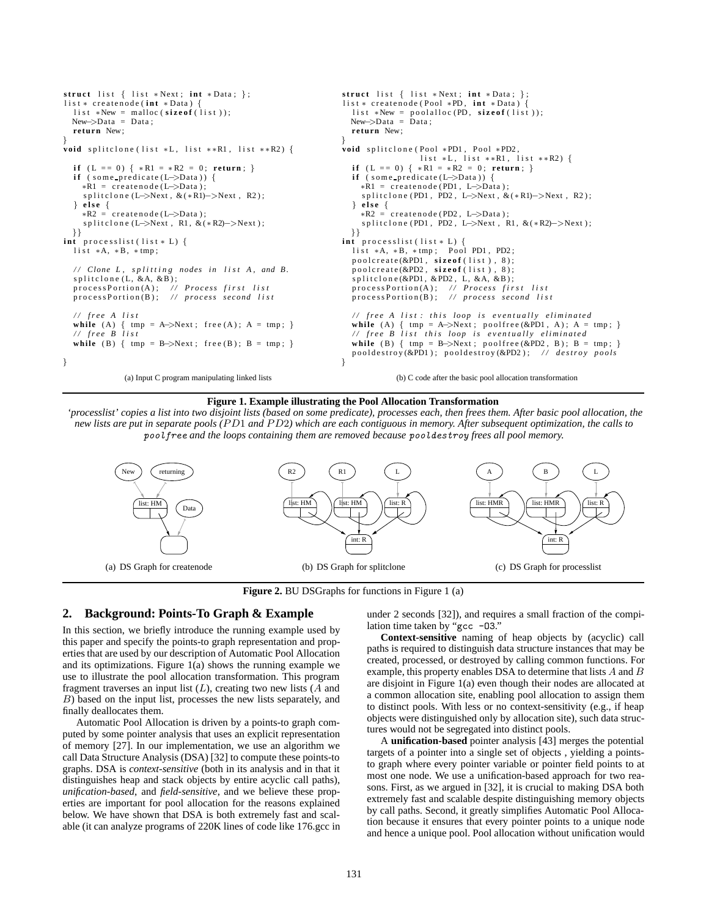```c
struct list { list *Next; int *Data; };
list* createnode(int *Data) {
  list *New = malloc(sizeof(list));
  New->Data = Data;
  return New;
}
void splitclone(list *L, list **R1, list **R2) {

  if (L == 0) { *R1 = *R2 = 0; return; }
  if (some_predicate(L->Data)) {
    *R1 = createnode(L->Data);
    splitclone(L->Next, &(*R1)->Next, R2);
  } else {
    *R2 = createnode(L->Data);
    splitclone(L->Next, R1, &(*R2)->Next);
  }}
int processlist(list* L) {
  list *A, *B, *tmp;

  // Clone L, splitting nodes in list A, and B.
  splitclone(L, &A, &B);
  processPortion(A);  // Process first list
  processPortion(B);  // process second list

  // free A list
  while (A) { tmp = A->Next; free(A); A = tmp; }
  // free B list
  while (B) { tmp = B->Next; free(B); B = tmp; }

}
```

(a) Input C program manipulating linked lists

```c
struct list { list *Next; int *Data; };
list* createnode(Pool *PD, int *Data) {
  list *New = poolalloc(PD, sizeof(list));
  New->Data = Data;
  return New;
}
void splitclone(Pool *PD1, Pool *PD2,
                list *L, list **R1, list **R2) {
  if (L == 0) { *R1 = *R2 = 0; return; }
  if (some_predicate(L->Data)) {
    *R1 = createnode(PD1, L->Data);
    splitclone(PD1, PD2, L->Next, &(*R1)->Next, R2);
  } else {
    *R2 = createnode(PD2, L->Data);
    splitclone(PD1, PD2, L->Next, R1, &(*R2)->Next);
  }}
int processlist(list* L) {
  list *A, *B, *tmp;  Pool PD1, PD2;
  poolcreate(&PD1, sizeof(list), 8);
  poolcreate(&PD2, sizeof(list), 8);
  splitclone(&PD1, &PD2, L, &A, &B);
  processPortion(A);  // Process first list
  processPortion(B);  // process second list

  // free A list: this loop is eventually eliminated
  while (A) { tmp = A->Next; poolfree(&PD1, A); A = tmp; }
  // free B list this loop is eventually eliminated
  while (B) { tmp = B->Next; poolfree(&PD2, B); B = tmp; }
  pooldestroy(&PD1); pooldestroy(&PD2);  // destroy pools
}
```

(b) C code after the basic pool allocation transformation

**Figure 1. Example illustrating the Pool Allocation Transformation**

*'processlist' copies a list into two disjoint lists (based on some predicate), processes each, then frees them. After basic pool allocation, the new lists are put in separate pools ($PD1$ and $PD2$) which are each contiguous in memory. After subsequent optimization, the calls to `poolfree` and the loops containing them are removed because `pooldestroy` frees all pool memory.*

(a) DS Graph for createnode (b) DS Graph for splitclone (c) DS Graph for processlist

**Figure 2.** BU DSGraphs for functions in Figure 1 (a)

## 2. Background: Points-To Graph & Example

In this section, we briefly introduce the running example used by this paper and specify the points-to graph representation and properties that are used by our description of Automatic Pool Allocation and its optimizations. Figure 1(a) shows the running example we use to illustrate the pool allocation transformation. This program fragment traverses an input list ($L$), creating two new lists ($A$ and $B$) based on the input list, processes the new lists separately, and finally deallocates them.

Automatic Pool Allocation is driven by a points-to graph computed by some pointer analysis that uses an explicit representation of memory [27]. In our implementation, we use an algorithm we call Data Structure Analysis (DSA) [32] to compute these points-to graphs. DSA is *context-sensitive* (both in its analysis and in that it distinguishes heap and stack objects by entire acyclic call paths), *unification-based*, and *field-sensitive*, and we believe these properties are important for pool allocation for the reasons explained below. We have shown that DSA is both extremely fast and scalable (it can analyze programs of 220K lines of code like 176.gcc in under 2 seconds [32]), and requires a small fraction of the compilation time taken by "gcc -O3."

**Context-sensitive** naming of heap objects by (acyclic) call paths is required to distinguish data structure instances that may be created, processed, or destroyed by calling common functions. For example, this property enables DSA to determine that lists $A$ and $B$ are disjoint in Figure 1(a) even though their nodes are allocated at a common allocation site, enabling pool allocation to assign them to distinct pools. With less or no context-sensitivity (e.g., if heap objects were distinguished only by allocation site), such data structures would not be segregated into distinct pools.

A **unification-based** pointer analysis [43] merges the potential targets of a pointer into a single set of objects , yielding a points-to graph where every pointer variable or pointer field points to at most one node. We use a unification-based approach for two reasons. First, as we argued in [32], it is crucial to making DSA both extremely fast and scalable despite distinguishing memory objects by call paths. Second, it greatly simplifies Automatic Pool Allocation because it ensures that every pointer points to a unique node and hence a unique pool. Pool allocation without unification would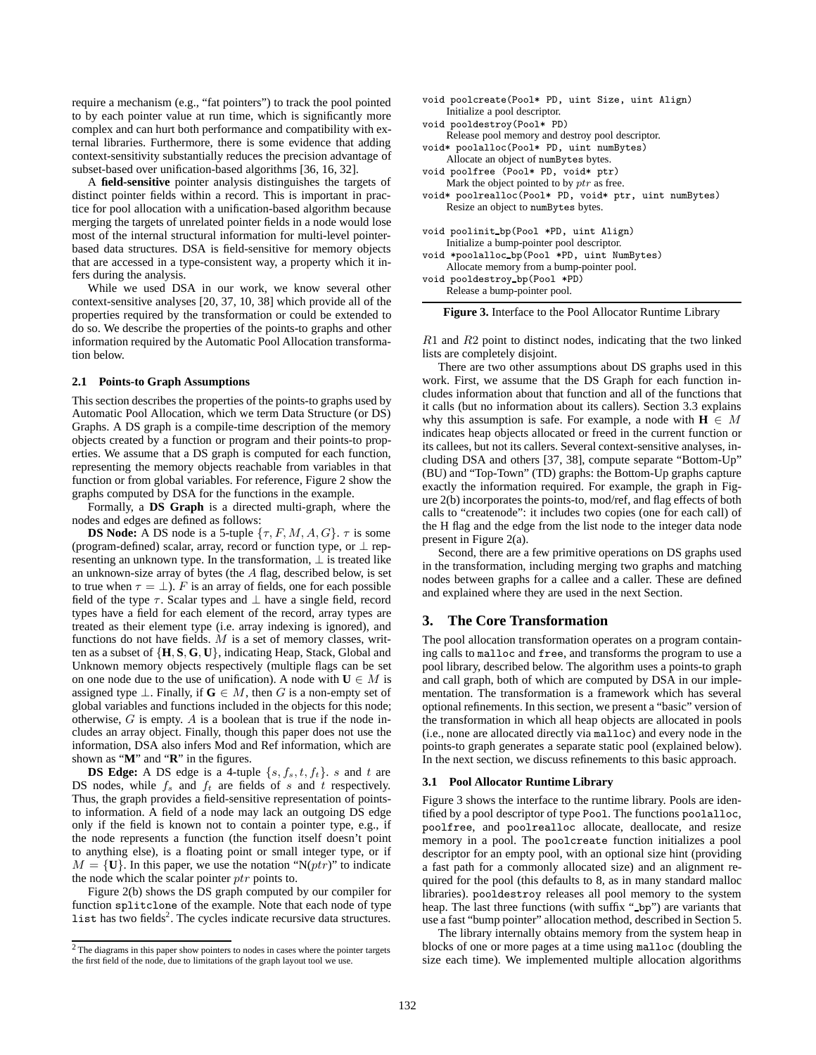require a mechanism (e.g., "fat pointers") to track the pool pointed to by each pointer value at run time, which is significantly more complex and can hurt both performance and compatibility with external libraries. Furthermore, there is some evidence that adding context-sensitivity substantially reduces the precision advantage of subset-based over unification-based algorithms [36, 16, 32].

A **field-sensitive** pointer analysis distinguishes the targets of distinct pointer fields within a record. This is important in practice for pool allocation with a unification-based algorithm because merging the targets of unrelated pointer fields in a node would lose most of the internal structural information for multi-level pointer-based data structures. DSA is field-sensitive for memory objects that are accessed in a type-consistent way, a property which it infers during the analysis.

While we used DSA in our work, we know several other context-sensitive analyses [20, 37, 10, 38] which provide all of the properties required by the transformation or could be extended to do so. We describe the properties of the points-to graphs and other information required by the Automatic Pool Allocation transformation below.

### 2.1 Points-to Graph Assumptions

This section describes the properties of the points-to graphs used by Automatic Pool Allocation, which we term Data Structure (or DS) Graphs. A DS graph is a compile-time description of the memory objects created by a function or program and their points-to properties. We assume that a DS graph is computed for each function, representing the memory objects reachable from variables in that function or from global variables. For reference, Figure 2 show the graphs computed by DSA for the functions in the example.

Formally, a **DS Graph** is a directed multi-graph, where the nodes and edges are defined as follows:

**DS Node:** A DS node is a 5-tuple $\{\tau, F, M, A, G\}$. $\tau$ is some (program-defined) scalar, array, record or function type, or $\perp$ representing an unknown type. In the transformation, $\perp$ is treated like an unknown-size array of bytes (the $A$ flag, described below, is set to true when $\tau = \perp$). $F$ is an array of fields, one for each possible field of the type $\tau$. Scalar types and $\perp$ have a single field, record types have a field for each element of the record, array types are treated as their element type (i.e. array indexing is ignored), and functions do not have fields. $M$ is a set of memory classes, written as a subset of $\{\mathbf{H}, \mathbf{S}, \mathbf{G}, \mathbf{U}\}$, indicating Heap, Stack, Global and Unknown memory objects respectively (multiple flags can be set on one node due to the use of unification). A node with $\mathbf{U} \in M$ is assigned type $\perp$. Finally, if $\mathbf{G} \in M$, then $G$ is a non-empty set of global variables and functions included in the objects for this node; otherwise, $G$ is empty. $A$ is a boolean that is true if the node includes an array object. Finally, though this paper does not use the information, DSA also infers Mod and Ref information, which are shown as "**M**" and "**R**" in the figures.

**DS Edge:** A DS edge is a 4-tuple $\{s, f_s, t, f_t\}$. $s$ and $t$ are DS nodes, while $f_s$ and $f_t$ are fields of $s$ and $t$ respectively. Thus, the graph provides a field-sensitive representation of points-to information. A field of a node may lack an outgoing DS edge only if the field is known not to contain a pointer type, e.g., if the node represents a function (the function itself doesn't point to anything else), is a floating point or small integer type, or if $M = \{\mathbf{U}\}$. In this paper, we use the notation "N($ptr$)" to indicate the node which the scalar pointer $ptr$ points to.

Figure 2(b) shows the DS graph computed by our compiler for function `splitclone` of the example. Note that each node of type `list` has two fields[2]. The cycles indicate recursive data structures.

[2] The diagrams in this paper show pointers to nodes in cases where the pointer targets the first field of the node, due to limitations of the graph layout tool we use.

```
void poolcreate(Pool* PD, uint Size, uint Align)
     Initialize a pool descriptor.
void pooldestroy(Pool* PD)
     Release pool memory and destroy pool descriptor.
void* poolalloc(Pool* PD, uint numBytes)
     Allocate an object of numBytes bytes.
void poolfree (Pool* PD, void* ptr)
     Mark the object pointed to by ptr as free.
void* poolrealloc(Pool* PD, void* ptr, uint numBytes)
     Resize an object to numBytes bytes.

void poolinit_bp(Pool *PD, uint Align)
     Initialize a bump-pointer pool descriptor.
void *poolalloc_bp(Pool *PD, uint NumBytes)
     Allocate memory from a bump-pointer pool.
void pooldestroy_bp(Pool *PD)
     Release a bump-pointer pool.
```

**Figure 3.** Interface to the Pool Allocator Runtime Library

$R1$ and $R2$ point to distinct nodes, indicating that the two linked lists are completely disjoint.

There are two other assumptions about DS graphs used in this work. First, we assume that the DS Graph for each function includes information about that function and all of the functions that it calls (but no information about its callers). Section 3.3 explains why this assumption is safe. For example, a node with $\mathbf{H} \in M$ indicates heap objects allocated or freed in the current function or its callees, but not its callers. Several context-sensitive analyses, including DSA and others [37, 38], compute separate "Bottom-Up" (BU) and "Top-Town" (TD) graphs: the Bottom-Up graphs capture exactly the information required. For example, the graph in Figure 2(b) incorporates the points-to, mod/ref, and flag effects of both calls to "createnode": it includes two copies (one for each call) of the H flag and the edge from the list node to the integer data node present in Figure 2(a).

Second, there are a few primitive operations on DS graphs used in the transformation, including merging two graphs and matching nodes between graphs for a callee and a caller. These are defined and explained where they are used in the next Section.

## 3. The Core Transformation

The pool allocation transformation operates on a program containing calls to `malloc` and `free`, and transforms the program to use a pool library, described below. The algorithm uses a points-to graph and call graph, both of which are computed by DSA in our implementation. The transformation is a framework which has several optional refinements. In this section, we present a "basic" version of the transformation in which all heap objects are allocated in pools (i.e., none are allocated directly via `malloc`) and every node in the points-to graph generates a separate static pool (explained below). In the next section, we discuss refinements to this basic approach.

### 3.1 Pool Allocator Runtime Library

Figure 3 shows the interface to the runtime library. Pools are identified by a pool descriptor of type `Pool`. The functions `poolalloc`, `poolfree`, and `poolrealloc` allocate, deallocate, and resize memory in a pool. The `poolcreate` function initializes a pool descriptor for an empty pool, with an optional size hint (providing a fast path for a commonly allocated size) and an alignment required for the pool (this defaults to 8, as in many standard malloc libraries). `pooldestroy` releases all pool memory to the system heap. The last three functions (with suffix "_bp") are variants that use a fast "bump pointer" allocation method, described in Section 5.

The library internally obtains memory from the system heap in blocks of one or more pages at a time using `malloc` (doubling the size each time). We implemented multiple allocation algorithms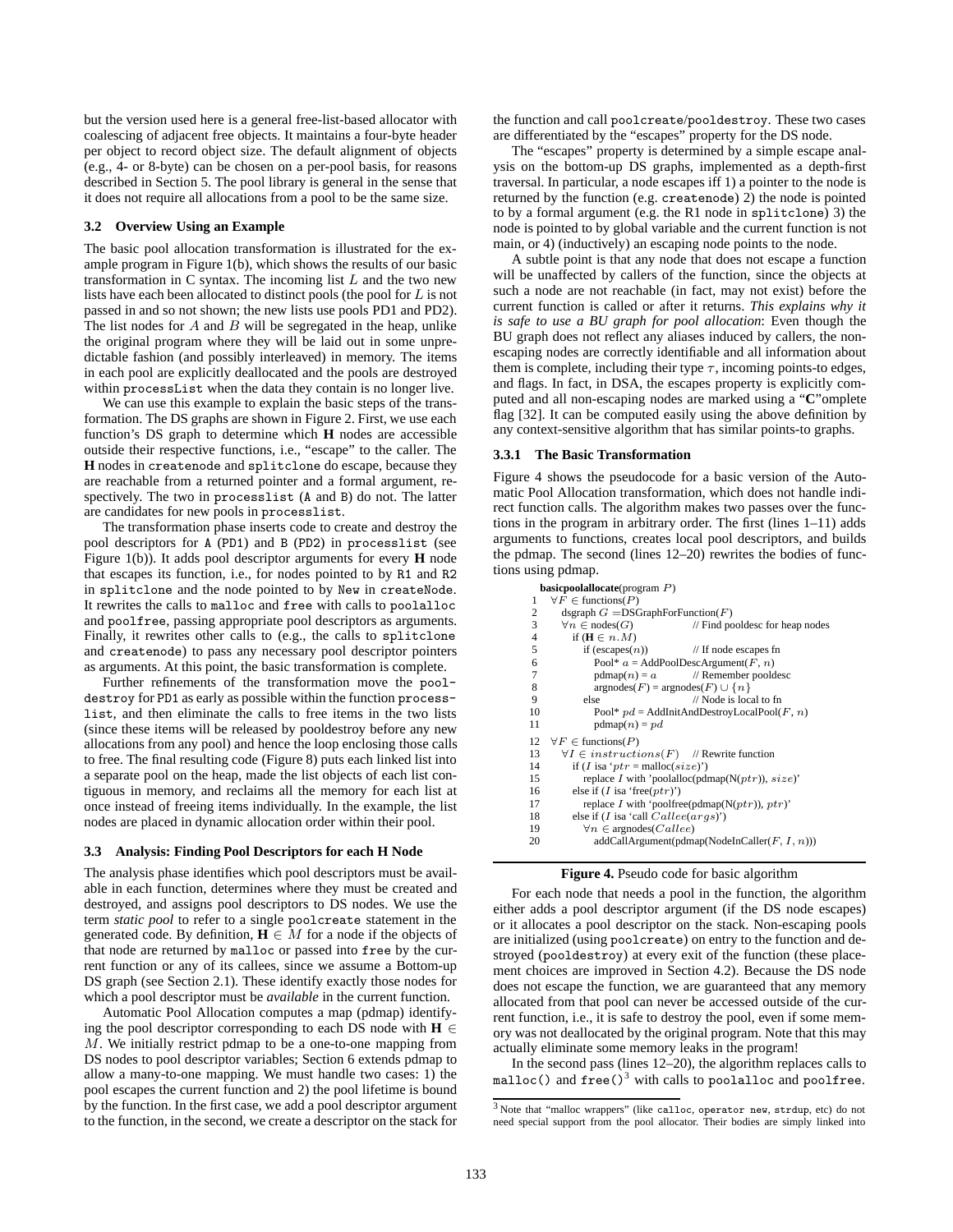but the version used here is a general free-list-based allocator with coalescing of adjacent free objects. It maintains a four-byte header per object to record object size. The default alignment of objects (e.g., 4- or 8-byte) can be chosen on a per-pool basis, for reasons described in Section 5. The pool library is general in the sense that it does not require all allocations from a pool to be the same size.

### 3.2 Overview Using an Example

The basic pool allocation transformation is illustrated for the example program in Figure 1(b), which shows the results of our basic transformation in C syntax. The incoming list $L$ and the two new lists have each been allocated to distinct pools (the pool for $L$ is not passed in and so not shown; the new lists use pools PD1 and PD2). The list nodes for $A$ and $B$ will be segregated in the heap, unlike the original program where they will be laid out in some unpredictable fashion (and possibly interleaved) in memory. The items in each pool are explicitly deallocated and the pools are destroyed within `processList` when the data they contain is no longer live.

We can use this example to explain the basic steps of the transformation. The DS graphs are shown in Figure 2. First, we use each function's DS graph to determine which **H** nodes are accessible outside their respective functions, i.e., "escape" to the caller. The **H** nodes in `createnode` and `splitclone` do escape, because they are reachable from a returned pointer and a formal argument, respectively. The two in `processlist` (A and B) do not. The latter are candidates for new pools in `processlist`.

The transformation phase inserts code to create and destroy the pool descriptors for A (PD1) and B (PD2) in `processlist` (see Figure 1(b)). It adds pool descriptor arguments for every **H** node that escapes its function, i.e., for nodes pointed to by R1 and R2 in `splitclone` and the node pointed to by New in `createNode`. It rewrites the calls to `malloc` and `free` with calls to `poolalloc` and `poolfree`, passing appropriate pool descriptors as arguments. Finally, it rewrites other calls to (e.g., the calls to `splitclone` and `createnode`) to pass any necessary pool descriptor pointers as arguments. At this point, the basic transformation is complete.

Further refinements of the transformation move the `pooldestroy` for PD1 as early as possible within the function `processlist`, and then eliminate the calls to free items in the two lists (since these items will be released by pooldestroy before any new allocations from any pool) and hence the loop enclosing those calls to free. The final resulting code (Figure 8) puts each linked list into a separate pool on the heap, made the list objects of each list contiguous in memory, and reclaims all the memory for each list at once instead of freeing items individually. In the example, the list nodes are placed in dynamic allocation order within their pool.

### 3.3 Analysis: Finding Pool Descriptors for each H Node

The analysis phase identifies which pool descriptors must be available in each function, determines where they must be created and destroyed, and assigns pool descriptors to DS nodes. We use the term *static pool* to refer to a single `poolcreate` statement in the generated code. By definition, $\mathbf{H} \in M$ for a node if the objects of that node are returned by `malloc` or passed into `free` by the current function or any of its callees, since we assume a Bottom-up DS graph (see Section 2.1). These identify exactly those nodes for which a pool descriptor must be *available* in the current function.

Automatic Pool Allocation computes a map (pdmap) identifying the pool descriptor corresponding to each DS node with $\mathbf{H} \in M$. We initially restrict pdmap to be a one-to-one mapping from DS nodes to pool descriptor variables; Section 6 extends pdmap to allow a many-to-one mapping. We must handle two cases: 1) the pool escapes the current function and 2) the pool lifetime is bound by the function. In the first case, we add a pool descriptor argument to the function, in the second, we create a descriptor on the stack for the function and call `poolcreate`/`pooldestroy`. These two cases are differentiated by the "escapes" property for the DS node.

The "escapes" property is determined by a simple escape analysis on the bottom-up DS graphs, implemented as a depth-first traversal. In particular, a node escapes iff 1) a pointer to the node is returned by the function (e.g. `createnode`) 2) the node is pointed to by a formal argument (e.g. the R1 node in `splitclone`) 3) the node is pointed to by global variable and the current function is not main, or 4) (inductively) an escaping node points to the node.

A subtle point is that any node that does not escape a function will be unaffected by callers of the function, since the objects at such a node are not reachable (in fact, may not exist) before the current function is called or after it returns. *This explains why it is safe to use a BU graph for pool allocation*: Even though the BU graph does not reflect any aliases induced by callers, the non-escaping nodes are correctly identifiable and all information about them is complete, including their type $\tau$, incoming points-to edges, and flags. In fact, in DSA, the escapes property is explicitly computed and all non-escaping nodes are marked using a "**C**"omplete flag [32]. It can be computed easily using the above definition by any context-sensitive algorithm that has similar points-to graphs.

#### 3.3.1 The Basic Transformation

Figure 4 shows the pseudocode for a basic version of the Automatic Pool Allocation transformation, which does not handle indirect function calls. The algorithm makes two passes over the functions in the program in arbitrary order. The first (lines 1–11) adds arguments to functions, creates local pool descriptors, and builds the pdmap. The second (lines 12–20) rewrites the bodies of functions using pdmap.

```
   basicpoolallocate(program P)
1    ∀F ∈ functions(P)
2      dsgraph G =DSGraphForFunction(F)
3      ∀n ∈ nodes(G)                 // Find pooldesc for heap nodes
4        if (H ∈ n.M)
5          if (escapes(n))           // If node escapes fn
6            Pool* a = AddPoolDescArgument(F, n)
7            pdmap(n) = a            // Remember pooldesc
8            argnodes(F) = argnodes(F) ∪ {n}
9          else                      // Node is local to fn
10           Pool* pd = AddInitAndDestroyLocalPool(F, n)
11           pdmap(n) = pd
12   ∀F ∈ functions(P)
13     ∀I ∈ instructions(F)    // Rewrite function
14       if (I isa 'ptr = malloc(size)')
15         replace I with 'poolalloc(pdmap(N(ptr)), size)'
16       else if (I isa 'free(ptr)')
17         replace I with 'poolfree(pdmap(N(ptr)), ptr)'
18       else if (I isa 'call Callee(args)')
19         ∀n ∈ argnodes(Callee)
20           addCallArgument(pdmap(NodeInCaller(F, I, n)))
```

**Figure 4.** Pseudo code for basic algorithm

For each node that needs a pool in the function, the algorithm either adds a pool descriptor argument (if the DS node escapes) or it allocates a pool descriptor on the stack. Non-escaping pools are initialized (using `poolcreate`) on entry to the function and destroyed (`pooldestroy`) at every exit of the function (these placement choices are improved in Section 4.2). Because the DS node does not escape the function, we are guaranteed that any memory allocated from that pool can never be accessed outside of the current function, i.e., it is safe to destroy the pool, even if some memory was not deallocated by the original program. Note that this may actually eliminate some memory leaks in the program!

In the second pass (lines 12–20), the algorithm replaces calls to `malloc()` and `free()`[3] with calls to `poolalloc` and `poolfree`.

[3] Note that "malloc wrappers" (like `calloc`, `operator new`, `strdup`, etc) do not need special support from the pool allocator. Their bodies are simply linked into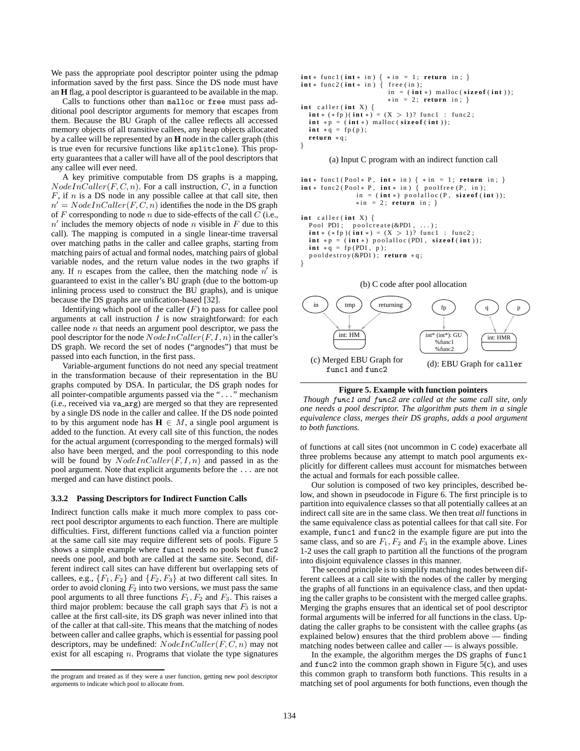We pass the appropriate pool descriptor pointer using the pdmap information saved by the first pass. Since the DS node must have an **H** flag, a pool descriptor is guaranteed to be available in the map.

Calls to functions other than `malloc` or `free` must pass additional pool descriptor arguments for memory that escapes from them. Because the BU Graph of the callee reflects all accessed memory objects of all transitive callees, any heap objects allocated by a callee will be represented by an **H** node in the caller graph (this is true even for recursive functions like `splitclone`). This property guarantees that a caller will have all of the pool descriptors that any callee will ever need.

A key primitive computable from DS graphs is a mapping, $NodeInCaller(F, C, n)$. For a call instruction, $C$, in a function $F$, if $n$ is a DS node in any possible callee at that call site, then $n' = NodeInCaller(F, C, n)$ identifies the node in the DS graph of $F$ corresponding to node $n$ due to side-effects of the call $C$ (i.e., $n'$ includes the memory objects of node $n$ visible in $F$ due to this call). The mapping is computed in a single linear-time traversal over matching paths in the caller and callee graphs, starting from matching pairs of actual and formal nodes, matching pairs of global variable nodes, and the return value nodes in the two graphs if any. If $n$ escapes from the callee, then the matching node $n'$ is guaranteed to exist in the caller's BU graph (due to the bottom-up inlining process used to construct the BU graphs), and is unique because the DS graphs are unification-based [32].

Identifying which pool of the caller ($F$) to pass for callee pool arguments at call instruction $I$ is now straightforward: for each callee node $n$ that needs an argument pool descriptor, we pass the pool descriptor for the node $NodeInCaller(F, I, n)$ in the caller's DS graph. We record the set of nodes ("argnodes") that must be passed into each function, in the first pass.

Variable-argument functions do not need any special treatment in the transformation because of their representation in the BU graphs computed by DSA. In particular, the DS graph nodes for all pointer-compatible arguments passed via the "..." mechanism (i.e., received via `va_arg`) are merged so that they are represented by a single DS node in the caller and callee. If the DS node pointed to by this argument node has $\mathbf{H} \in M$, a single pool argument is added to the function. At every call site of this function, the nodes for the actual argument (corresponding to the merged formals) will also have been merged, and the pool corresponding to this node will be found by $NodeInCaller(F, I, n)$ and passed in as the pool argument. Note that explicit arguments before the ... are not merged and can have distinct pools.

### 3.3.2 Passing Descriptors for Indirect Function Calls

Indirect function calls make it much more complex to pass correct pool descriptor arguments to each function. There are multiple difficulties. First, different functions called via a function pointer at the same call site may require different sets of pools. Figure 5 shows a simple example where `func1` needs no pools but `func2` needs one pool, and both are called at the same site. Second, different indirect call sites can have different but overlapping sets of callees, e.g., $\{F_1, F_2\}$ and $\{F_2, F_3\}$ at two different call sites. In order to avoid cloning $F_2$ into two versions, we must pass the same pool arguments to all three functions $F_1$, $F_2$ and $F_3$. This raises a third major problem: because the call graph says that $F_3$ is not a callee at the first call-site, its DS graph was never inlined into that of the caller at that call-site. This means that the matching of nodes between caller and callee graphs, which is essential for passing pool descriptors, may be undefined: $NodeInCaller(F, C, n)$ may not exist for all escaping $n$. Programs that violate the type signatures of functions at call sites (not uncommon in C code) exacerbate all three problems because any attempt to match pool arguments explicitly for different callees must account for mismatches between the actual and formals for each possible callee.

```
int* func1(int* in) { *in = 1; return in; }
int* func2(int* in) { free(in);
                      in = (int*) malloc(sizeof(int));
                      *in = 2; return in; }
int caller(int X) {
  int* (*fp)(int*) = (X > 1)? func1 : func2;
  int *p = (int*) malloc(sizeof(int));
  int *q = fp(p);
  return *q;
}
```

(a) Input C program with an indirect function call

```
int* func1(Pool* P, int* in) { *in = 1; return in; }
int* func2(Pool* P, int* in) { poolfree(P, in);
              in = (int*) poolalloc(P, sizeof(int));
              *in = 2; return in; }

int caller(int X) {
  Pool PD1;  poolcreate(&PD1, ...);
  int* (*fp)(int*) = (X > 1)? func1 : func2;
  int *p = (int*) poolalloc(PD1, sizeof(int));
  int *q = fp(PD1, p);
  pooldestroy(&PD1); return *q;
}
```

(b) C code after pool allocation

(c) Merged EBU Graph for `func1` and `func2` (d): EBU Graph for `caller`

**Figure 5. Example with function pointers**

*Though func1 and func2 are called at the same call site, only one needs a pool descriptor. The algorithm puts them in a single equivalence class, merges their DS graphs, adds a pool argument to both functions.*

Our solution is composed of two key principles, described below, and shown in pseudocode in Figure 6. The first principle is to partition into equivalence classes so that all potentially callees at an indirect call site are in the same class. We then treat *all* functions in the same equivalence class as potential callees for that call site. For example, `func1` and `func2` in the example figure are put into the same class, and so are $F_1$, $F_2$ and $F_3$ in the example above. Lines 1-2 uses the call graph to partition all the functions of the program into disjoint equivalence classes in this manner.

The second principle is to simplify matching nodes between different callees at a call site with the nodes of the caller by merging the graphs of all functions in an equivalence class, and then updating the caller graphs to be consistent with the merged callee graphs. Merging the graphs ensures that an identical set of pool descriptor formal arguments will be inferred for all functions in the class. Updating the caller graphs to be consistent with the callee graphs (as explained below) ensures that the third problem above — finding matching nodes between callee and caller — is always possible.

In the example, the algorithm merges the DS graphs of `func1` and `func2` into the common graph shown in Figure 5(c), and uses this common graph to transform both functions. This results in a matching set of pool arguments for both functions, even though the

---

the program and treated as if they were a user function, getting new pool descriptor arguments to indicate which pool to allocate from.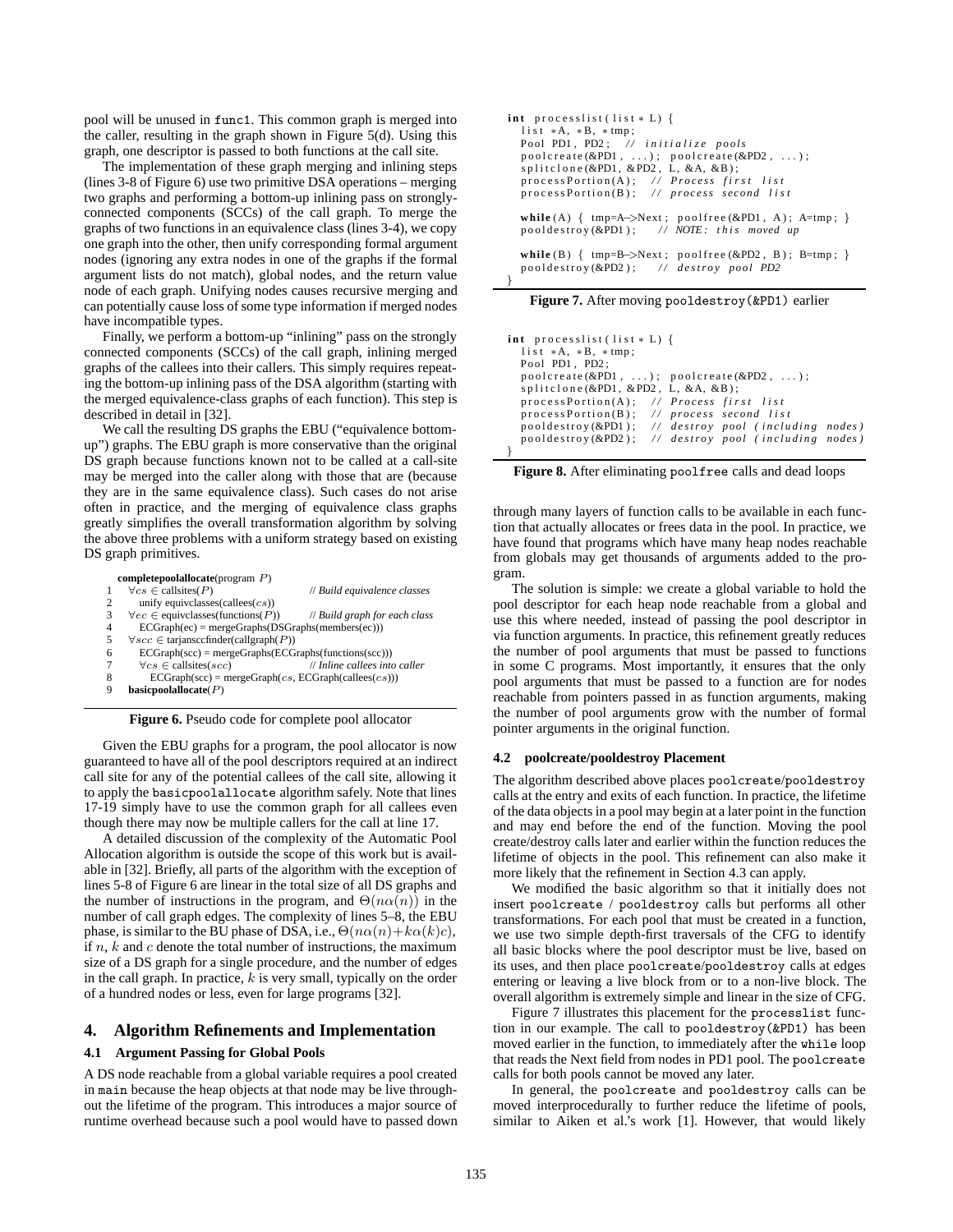pool will be unused in func1. This common graph is merged into the caller, resulting in the graph shown in Figure 5(d). Using this graph, one descriptor is passed to both functions at the call site.

The implementation of these graph merging and inlining steps (lines 3-8 of Figure 6) use two primitive DSA operations – merging two graphs and performing a bottom-up inlining pass on strongly-connected components (SCCs) of the call graph. To merge the graphs of two functions in an equivalence class (lines 3-4), we copy one graph into the other, then unify corresponding formal argument nodes (ignoring any extra nodes in one of the graphs if the formal argument lists do not match), global nodes, and the return value node of each graph. Unifying nodes causes recursive merging and can potentially cause loss of some type information if merged nodes have incompatible types.

Finally, we perform a bottom-up "inlining" pass on the strongly connected components (SCCs) of the call graph, inlining merged graphs of the callees into their callers. This simply requires repeating the bottom-up inlining pass of the DSA algorithm (starting with the merged equivalence-class graphs of each function). This step is described in detail in [32].

We call the resulting DS graphs the EBU ("equivalence bottom-up") graphs. The EBU graph is more conservative than the original DS graph because functions known not to be called at a call-site may be merged into the caller along with those that are (because they are in the same equivalence class). Such cases do not arise often in practice, and the merging of equivalence class graphs greatly simplifies the overall transformation algorithm by solving the above three problems with a uniform strategy based on existing DS graph primitives.

```
   completepoolallocate(program P)
1    ∀cs ∈ callsites(P)                       // Build equivalence classes
2      unify equivclasses(callees(cs))
3    ∀ec ∈ equivclasses(functions(P))         // Build graph for each class
4      ECGraph(ec) = mergeGraphs(DSGraphs(members(ec)))
5    ∀scc ∈ tarjansccfinder(callgraph(P))
6      ECGraph(scc) = mergeGraphs(ECGraphs(functions(scc)))
7      ∀cs ∈ callsites(scc)                   // Inline callees into caller
8        ECGraph(scc) = mergeGraph(cs, ECGraph(callees(cs)))
9    basicpoolallocate(P)
```

**Figure 6.** Pseudo code for complete pool allocator

Given the EBU graphs for a program, the pool allocator is now guaranteed to have all of the pool descriptors required at an indirect call site for any of the potential callees of the call site, allowing it to apply the basicpoolallocate algorithm safely. Note that lines 17-19 simply have to use the common graph for all callees even though there may now be multiple callers for the call at line 17.

A detailed discussion of the complexity of the Automatic Pool Allocation algorithm is outside the scope of this work but is available in [32]. Briefly, all parts of the algorithm with the exception of lines 5-8 of Figure 6 are linear in the total size of all DS graphs and the number of instructions in the program, and $\Theta(n\alpha(n))$ in the number of call graph edges. The complexity of lines 5–8, the EBU phase, is similar to the BU phase of DSA, i.e., $\Theta(n\alpha(n)+k\alpha(k)c)$, if $n$, $k$ and $c$ denote the total number of instructions, the maximum size of a DS graph for a single procedure, and the number of edges in the call graph. In practice, $k$ is very small, typically on the order of a hundred nodes or less, even for large programs [32].

## 4. Algorithm Refinements and Implementation

### 4.1 Argument Passing for Global Pools

A DS node reachable from a global variable requires a pool created in main because the heap objects at that node may be live throughout the lifetime of the program. This introduces a major source of runtime overhead because such a pool would have to passed down through many layers of function calls to be available in each function that actually allocates or frees data in the pool. In practice, we have found that programs which have many heap nodes reachable from globals may get thousands of arguments added to the program.

The solution is simple: we create a global variable to hold the pool descriptor for each heap node reachable from a global and use this where needed, instead of passing the pool descriptor in via function arguments. In practice, this refinement greatly reduces the number of pool arguments that must be passed to functions in some C programs. Most importantly, it ensures that the only pool arguments that must be passed to a function are for nodes reachable from pointers passed in as function arguments, making the number of pool arguments grow with the number of formal pointer arguments in the original function.

```
int processlist(list* L) {
  list *A, *B, *tmp;
  Pool PD1, PD2;  // initialize pools
  poolcreate(&PD1, ...); poolcreate(&PD2, ...);
  splitclone(&PD1, &PD2, L, &A, &B);
  processPortion(A);  // Process first list
  processPortion(B);  // process second list

  while(A) { tmp=A->Next; poolfree(&PD1, A); A=tmp; }
  pooldestroy(&PD1);  // NOTE: this moved up

  while(B) { tmp=B->Next; poolfree(&PD2, B); B=tmp; }
  pooldestroy(&PD2);  // destroy pool PD2
}
```

**Figure 7.** After moving pooldestroy(&PD1) earlier

```
int processlist(list* L) {
  list *A, *B, *tmp;
  Pool PD1, PD2;
  poolcreate(&PD1, ...); poolcreate(&PD2, ...);
  splitclone(&PD1, &PD2, L, &A, &B);
  processPortion(A);  // Process first list
  processPortion(B);  // process second list
  pooldestroy(&PD1);  // destroy pool (including nodes)
  pooldestroy(&PD2);  // destroy pool (including nodes)
}
```

**Figure 8.** After eliminating poolfree calls and dead loops

### 4.2 poolcreate/pooldestroy Placement

The algorithm described above places poolcreate/pooldestroy calls at the entry and exits of each function. In practice, the lifetime of the data objects in a pool may begin at a later point in the function and may end before the end of the function. Moving the pool create/destroy calls later and earlier within the function reduces the lifetime of objects in the pool. This refinement can also make it more likely that the refinement in Section 4.3 can apply.

We modified the basic algorithm so that it initially does not insert poolcreate / pooldestroy calls but performs all other transformations. For each pool that must be created in a function, we use two simple depth-first traversals of the CFG to identify all basic blocks where the pool descriptor must be live, based on its uses, and then place poolcreate/pooldestroy calls at edges entering or leaving a live block from or to a non-live block. The overall algorithm is extremely simple and linear in the size of CFG.

Figure 7 illustrates this placement for the processlist function in our example. The call to pooldestroy(&PD1) has been moved earlier in the function, to immediately after the while loop that reads the Next field from nodes in PD1 pool. The poolcreate calls for both pools cannot be moved any later.

In general, the poolcreate and pooldestroy calls can be moved interprocedurally to further reduce the lifetime of pools, similar to Aiken et al.'s work [1]. However, that would likely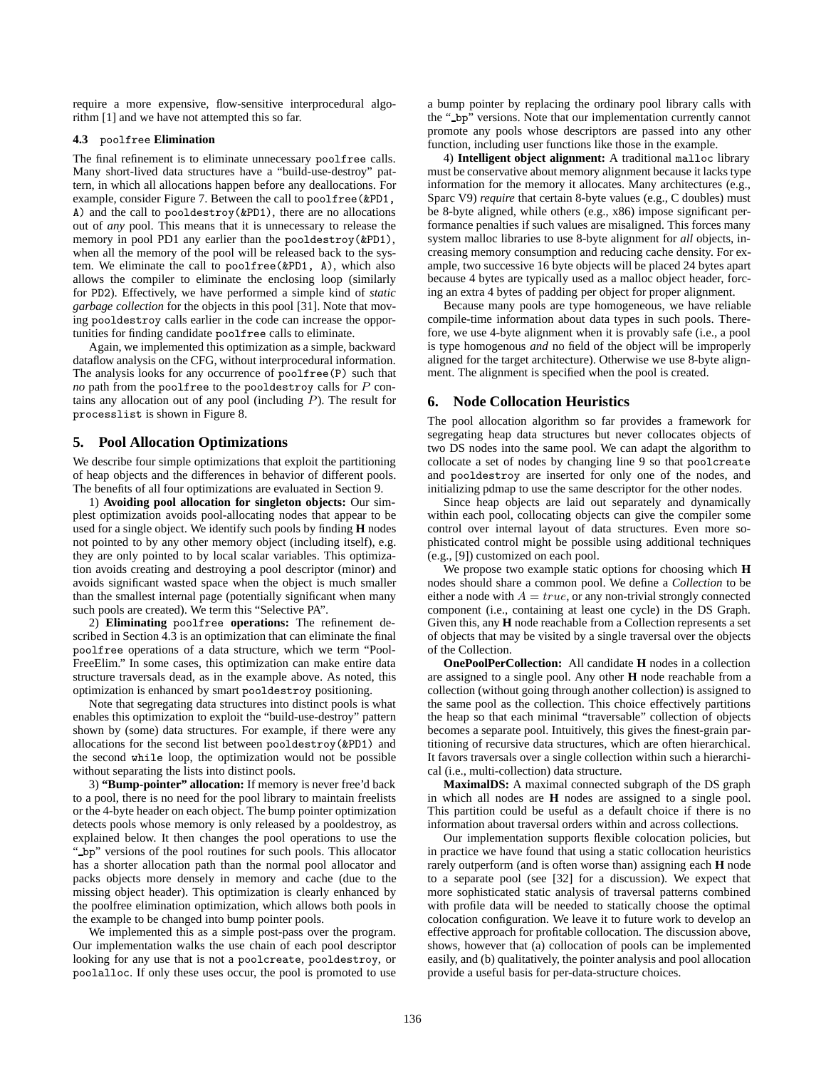require a more expensive, flow-sensitive interprocedural algorithm [1] and we have not attempted this so far.

### 4.3 `poolfree` Elimination

The final refinement is to eliminate unnecessary `poolfree` calls. Many short-lived data structures have a "build-use-destroy" pattern, in which all allocations happen before any deallocations. For example, consider Figure 7. Between the call to `poolfree(&PD1, A)` and the call to `pooldestroy(&PD1)`, there are no allocations out of *any* pool. This means that it is unnecessary to release the memory in pool PD1 any earlier than the `pooldestroy(&PD1)`, when all the memory of the pool will be released back to the system. We eliminate the call to `poolfree(&PD1, A)`, which also allows the compiler to eliminate the enclosing loop (similarly for `PD2`). Effectively, we have performed a simple kind of *static garbage collection* for the objects in this pool [31]. Note that moving `pooldestroy` calls earlier in the code can increase the opportunities for finding candidate `poolfree` calls to eliminate.

Again, we implemented this optimization as a simple, backward dataflow analysis on the CFG, without interprocedural information. The analysis looks for any occurrence of `poolfree(P)` such that *no* path from the `poolfree` to the `pooldestroy` calls for $P$ contains any allocation out of any pool (including $P$). The result for `processlist` is shown in Figure 8.

## 5. Pool Allocation Optimizations

We describe four simple optimizations that exploit the partitioning of heap objects and the differences in behavior of different pools. The benefits of all four optimizations are evaluated in Section 9.

1) **Avoiding pool allocation for singleton objects:** Our simplest optimization avoids pool-allocating nodes that appear to be used for a single object. We identify such pools by finding **H** nodes not pointed to by any other memory object (including itself), e.g. they are only pointed to by local scalar variables. This optimization avoids creating and destroying a pool descriptor (minor) and avoids significant wasted space when the object is much smaller than the smallest internal page (potentially significant when many such pools are created). We term this "Selective PA".

2) **Eliminating `poolfree` operations:** The refinement described in Section 4.3 is an optimization that can eliminate the final `poolfree` operations of a data structure, which we term "PoolFreeElim." In some cases, this optimization can make entire data structure traversals dead, as in the example above. As noted, this optimization is enhanced by smart `pooldestroy` positioning.

Note that segregating data structures into distinct pools is what enables this optimization to exploit the "build-use-destroy" pattern shown by (some) data structures. For example, if there were any allocations for the second list between `pooldestroy(&PD1)` and the second `while` loop, the optimization would not be possible without separating the lists into distinct pools.

3) **"Bump-pointer" allocation:** If memory is never free'd back to a pool, there is no need for the pool library to maintain freelists or the 4-byte header on each object. The bump pointer optimization detects pools whose memory is only released by a pooldestroy, as explained below. It then changes the pool operations to use the "_bp" versions of the pool routines for such pools. This allocator has a shorter allocation path than the normal pool allocator and packs objects more densely in memory and cache (due to the missing object header). This optimization is clearly enhanced by the poolfree elimination optimization, which allows both pools in the example to be changed into bump pointer pools.

We implemented this as a simple post-pass over the program. Our implementation walks the use chain of each pool descriptor looking for any use that is not a `poolcreate`, `pooldestroy`, or `poolalloc`. If only these uses occur, the pool is promoted to use a bump pointer by replacing the ordinary pool library calls with the "_bp" versions. Note that our implementation currently cannot promote any pools whose descriptors are passed into any other function, including user functions like those in the example.

4) **Intelligent object alignment:** A traditional `malloc` library must be conservative about memory alignment because it lacks type information for the memory it allocates. Many architectures (e.g., Sparc V9) *require* that certain 8-byte values (e.g., C doubles) must be 8-byte aligned, while others (e.g., x86) impose significant performance penalties if such values are misaligned. This forces many system malloc libraries to use 8-byte alignment for *all* objects, increasing memory consumption and reducing cache density. For example, two successive 16 byte objects will be placed 24 bytes apart because 4 bytes are typically used as a malloc object header, forcing an extra 4 bytes of padding per object for proper alignment.

Because many pools are type homogeneous, we have reliable compile-time information about data types in such pools. Therefore, we use 4-byte alignment when it is provably safe (i.e., a pool is type homogeneous *and* no field of the object will be improperly aligned for the target architecture). Otherwise we use 8-byte alignment. The alignment is specified when the pool is created.

## 6. Node Collocation Heuristics

The pool allocation algorithm so far provides a framework for segregating heap data structures but never collocates objects of two DS nodes into the same pool. We can adapt the algorithm to collocate a set of nodes by changing line 9 so that `poolcreate` and `pooldestroy` are inserted for only one of the nodes, and initializing pdmap to use the same descriptor for the other nodes.

Since heap objects are laid out separately and dynamically within each pool, collocating objects can give the compiler some control over internal layout of data structures. Even more sophisticated control might be possible using additional techniques (e.g., [9]) customized on each pool.

We propose two example static options for choosing which **H** nodes should share a common pool. We define a *Collection* to be either a node with $A = true$, or any non-trivial strongly connected component (i.e., containing at least one cycle) in the DS Graph. Given this, any **H** node reachable from a Collection represents a set of objects that may be visited by a single traversal over the objects of the Collection.

**OnePoolPerCollection:** All candidate **H** nodes in a collection are assigned to a single pool. Any other **H** node reachable from a collection (without going through another collection) is assigned to the same pool as the collection. This choice effectively partitions the heap so that each minimal "traversable" collection of objects becomes a separate pool. Intuitively, this gives the finest-grain partitioning of recursive data structures, which are often hierarchical. It favors traversals over a single collection within such a hierarchical (i.e., multi-collection) data structure.

**MaximalDS:** A maximal connected subgraph of the DS graph in which all nodes are **H** nodes are assigned to a single pool. This partition could be useful as a default choice if there is no information about traversal orders within and across collections.

Our implementation supports flexible colocation policies, but in practice we have found that using a static collocation heuristics rarely outperform (and is often worse than) assigning each **H** node to a separate pool (see [32] for a discussion). We expect that more sophisticated static analysis of traversal patterns combined with profile data will be needed to statically choose the optimal colocation configuration. We leave it to future work to develop an effective approach for profitable collocation. The discussion above, shows, however that (a) collocation of pools can be implemented easily, and (b) qualitatively, the pointer analysis and pool allocation provide a useful basis for per-data-structure choices.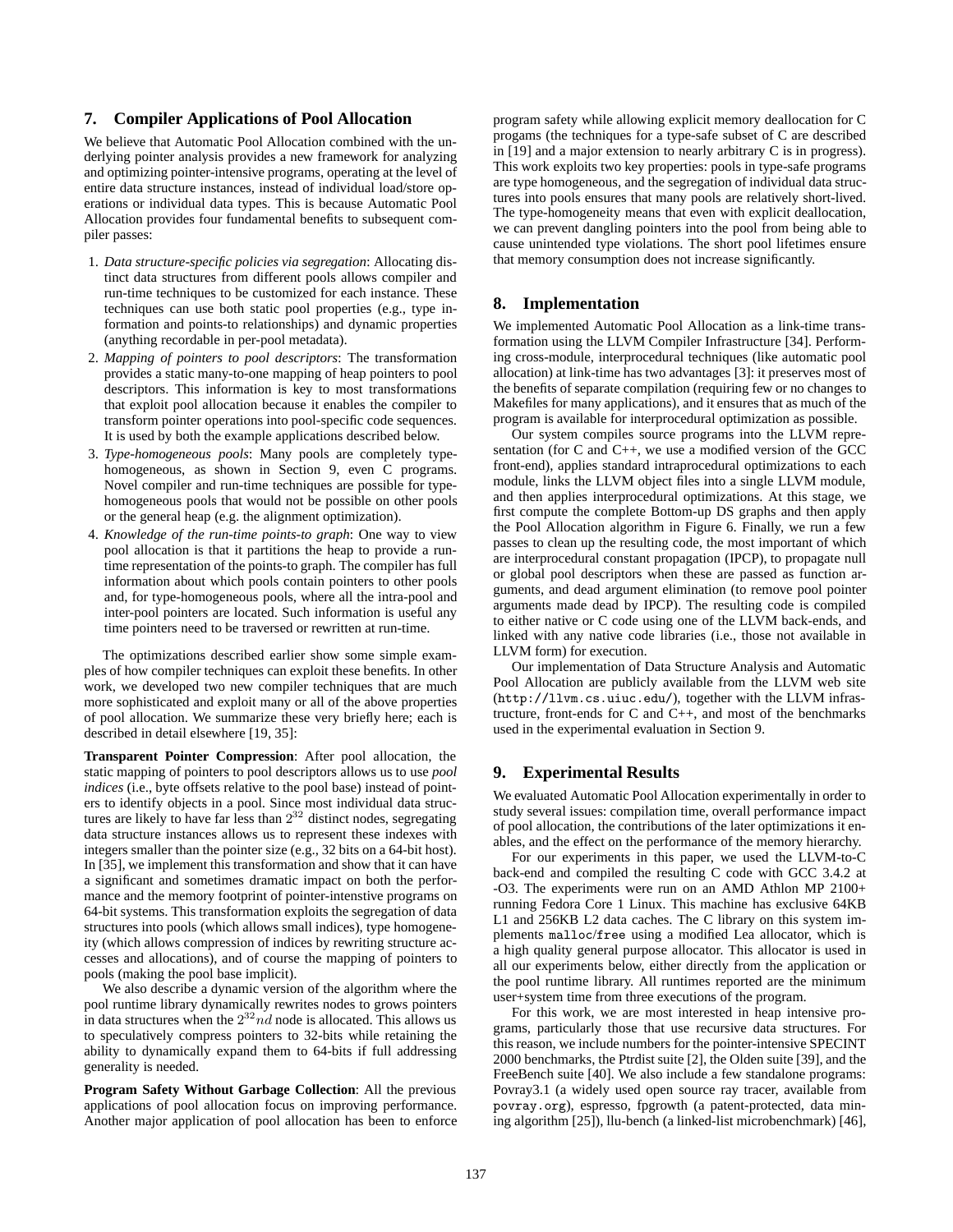## 7. Compiler Applications of Pool Allocation

We believe that Automatic Pool Allocation combined with the underlying pointer analysis provides a new framework for analyzing and optimizing pointer-intensive programs, operating at the level of entire data structure instances, instead of individual load/store operations or individual data types. This is because Automatic Pool Allocation provides four fundamental benefits to subsequent compiler passes:

1. *Data structure-specific policies via segregation*: Allocating distinct data structures from different pools allows compiler and run-time techniques to be customized for each instance. These techniques can use both static pool properties (e.g., type information and points-to relationships) and dynamic properties (anything recordable in per-pool metadata).
2. *Mapping of pointers to pool descriptors*: The transformation provides a static many-to-one mapping of heap pointers to pool descriptors. This information is key to most transformations that exploit pool allocation because it enables the compiler to transform pointer operations into pool-specific code sequences. It is used by both the example applications described below.
3. *Type-homogeneous pools*: Many pools are completely type-homogeneous, as shown in Section 9, even C programs. Novel compiler and run-time techniques are possible for type-homogeneous pools that would not be possible on other pools or the general heap (e.g. the alignment optimization).
4. *Knowledge of the run-time points-to graph*: One way to view pool allocation is that it partitions the heap to provide a run-time representation of the points-to graph. The compiler has full information about which pools contain pointers to other pools and, for type-homogeneous pools, where all the intra-pool and inter-pool pointers are located. Such information is useful any time pointers need to be traversed or rewritten at run-time.

The optimizations described earlier show some simple examples of how compiler techniques can exploit these benefits. In other work, we developed two new compiler techniques that are much more sophisticated and exploit many or all of the above properties of pool allocation. We summarize these very briefly here; each is described in detail elsewhere [19, 35]:

**Transparent Pointer Compression**: After pool allocation, the static mapping of pointers to pool descriptors allows us to use *pool indices* (i.e., byte offsets relative to the pool base) instead of pointers to identify objects in a pool. Since most individual data structures are likely to have far less than $2^{32}$ distinct nodes, segregating data structure instances allows us to represent these indexes with integers smaller than the pointer size (e.g., 32 bits on a 64-bit host). In [35], we implement this transformation and show that it can have a significant and sometimes dramatic impact on both the performance and the memory footprint of pointer-intenstive programs on 64-bit systems. This transformation exploits the segregation of data structures into pools (which allows small indices), type homogeneity (which allows compression of indices by rewriting structure accesses and allocations), and of course the mapping of pointers to pools (making the pool base implicit).

We also describe a dynamic version of the algorithm where the pool runtime library dynamically rewrites nodes to grows pointers in data structures when the $2^{32}nd$ node is allocated. This allows us to speculatively compress pointers to 32-bits while retaining the ability to dynamically expand them to 64-bits if full addressing generality is needed.

**Program Safety Without Garbage Collection**: All the previous applications of pool allocation focus on improving performance. Another major application of pool allocation has been to enforce program safety while allowing explicit memory deallocation for C progams (the techniques for a type-safe subset of C are described in [19] and a major extension to nearly arbitrary C is in progress). This work exploits two key properties: pools in type-safe programs are type homogeneous, and the segregation of individual data structures into pools ensures that many pools are relatively short-lived. The type-homogeneity means that even with explicit deallocation, we can prevent dangling pointers into the pool from being able to cause unintended type violations. The short pool lifetimes ensure that memory consumption does not increase significantly.

## 8. Implementation

We implemented Automatic Pool Allocation as a link-time transformation using the LLVM Compiler Infrastructure [34]. Performing cross-module, interprocedural techniques (like automatic pool allocation) at link-time has two advantages [3]: it preserves most of the benefits of separate compilation (requiring few or no changes to Makefiles for many applications), and it ensures that as much of the program is available for interprocedural optimization as possible.

Our system compiles source programs into the LLVM representation (for C and C++, we use a modified version of the GCC front-end), applies standard intraprocedural optimizations to each module, links the LLVM object files into a single LLVM module, and then applies interprocedural optimizations. At this stage, we first compute the complete Bottom-up DS graphs and then apply the Pool Allocation algorithm in Figure 6. Finally, we run a few passes to clean up the resulting code, the most important of which are interprocedural constant propagation (IPCP), to propagate null or global pool descriptors when these are passed as function arguments, and dead argument elimination (to remove pool pointer arguments made dead by IPCP). The resulting code is compiled to either native or C code using one of the LLVM back-ends, and linked with any native code libraries (i.e., those not available in LLVM form) for execution.

Our implementation of Data Structure Analysis and Automatic Pool Allocation are publicly available from the LLVM web site (`http://llvm.cs.uiuc.edu/`), together with the LLVM infrastructure, front-ends for C and C++, and most of the benchmarks used in the experimental evaluation in Section 9.

## 9. Experimental Results

We evaluated Automatic Pool Allocation experimentally in order to study several issues: compilation time, overall performance impact of pool allocation, the contributions of the later optimizations it enables, and the effect on the performance of the memory hierarchy.

For our experiments in this paper, we used the LLVM-to-C back-end and compiled the resulting C code with GCC 3.4.2 at -O3. The experiments were run on an AMD Athlon MP 2100+ running Fedora Core 1 Linux. This machine has exclusive 64KB L1 and 256KB L2 data caches. The C library on this system implements `malloc`/`free` using a modified Lea allocator, which is a high quality general purpose allocator. This allocator is used in all our experiments below, either directly from the application or the pool runtime library. All runtimes reported are the minimum user+system time from three executions of the program.

For this work, we are most interested in heap intensive programs, particularly those that use recursive data structures. For this reason, we include numbers for the pointer-intensive SPECINT 2000 benchmarks, the Ptrdist suite [2], the Olden suite [39], and the FreeBench suite [40]. We also include a few standalone programs: Povray3.1 (a widely used open source ray tracer, available from `povray.org`), espresso, fpgrowth (a patent-protected, data mining algorithm [25]), llu-bench (a linked-list microbenchmark) [46],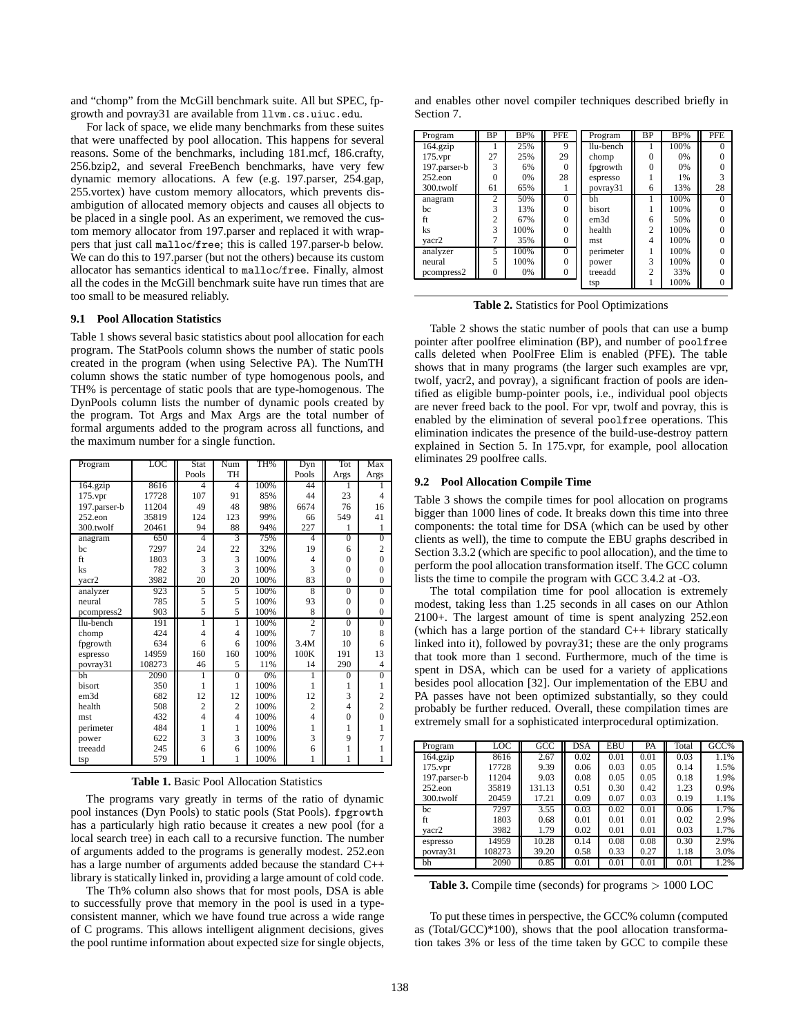and "chomp" from the McGill benchmark suite. All but SPEC, fpgrowth and povray31 are available from `llvm.cs.uiuc.edu`.

For lack of space, we elide many benchmarks from these suites that were unaffected by pool allocation. This happens for several reasons. Some of the benchmarks, including 181.mcf, 186.crafty, 256.bzip2, and several FreeBench benchmarks, have very few dynamic memory allocations. A few (e.g. 197.parser, 254.gap, 255.vortex) have custom memory allocators, which prevents disambiguation of allocated memory objects and causes all objects to be placed in a single pool. As an experiment, we removed the custom memory allocator from 197.parser and replaced it with wrappers that just call `malloc`/`free`; this is called 197.parser-b below. We can do this to 197.parser (but not the others) because its custom allocator has semantics identical to `malloc`/`free`. Finally, almost all the codes in the McGill benchmark suite have run times that are too small to be measured reliably.

### 9.1 Pool Allocation Statistics

Table 1 shows several basic statistics about pool allocation for each program. The StatPools column shows the number of static pools created in the program (when using Selective PA). The NumTH column shows the static number of type homogenous pools, and TH% is percentage of static pools that are type-homogenous. The DynPools column lists the number of dynamic pools created by the program. Tot Args and Max Args are the total number of formal arguments added to the program across all functions, and the maximum number for a single function.

| Program | LOC | Stat Pools | Num TH | TH% | Dyn Pools | Tot Args | Max Args |
|---|---|---|---|---|---|---|---|
| 164.gzip | 8616 | 4 | 4 | 100% | 44 | 1 | 1 |
| 175.vpr | 17728 | 107 | 91 | 85% | 44 | 23 | 4 |
| 197.parser-b | 11204 | 49 | 48 | 98% | 6674 | 76 | 16 |
| 252.eon | 35819 | 124 | 123 | 99% | 66 | 549 | 41 |
| 300.twolf | 20461 | 94 | 88 | 94% | 227 | 1 | 1 |
| anagram | 650 | 4 | 3 | 75% | 4 | 0 | 0 |
| bc | 7297 | 24 | 22 | 32% | 19 | 6 | 2 |
| ft | 1803 | 3 | 3 | 100% | 4 | 0 | 0 |
| ks | 782 | 3 | 3 | 100% | 3 | 0 | 0 |
| yacr2 | 3982 | 20 | 20 | 100% | 83 | 0 | 0 |
| analyzer | 923 | 5 | 5 | 100% | 8 | 0 | 0 |
| neural | 785 | 5 | 5 | 100% | 93 | 0 | 0 |
| pcompress2 | 903 | 5 | 5 | 100% | 8 | 0 | 0 |
| llu-bench | 191 | 1 | 1 | 100% | 2 | 0 | 0 |
| chomp | 424 | 4 | 4 | 100% | 7 | 10 | 8 |
| fpgrowth | 634 | 6 | 6 | 100% | 3.4M | 10 | 6 |
| espresso | 14959 | 160 | 160 | 100% | 100K | 191 | 13 |
| povray31 | 108273 | 46 | 5 | 11% | 14 | 290 | 4 |
| bh | 2090 | 1 | 0 | 0% | 1 | 0 | 0 |
| bisort | 350 | 1 | 1 | 100% | 1 | 1 | 1 |
| em3d | 682 | 12 | 12 | 100% | 12 | 3 | 2 |
| health | 508 | 2 | 2 | 100% | 2 | 4 | 2 |
| mst | 432 | 4 | 4 | 100% | 4 | 0 | 0 |
| perimeter | 484 | 1 | 1 | 100% | 1 | 1 | 1 |
| power | 622 | 3 | 3 | 100% | 3 | 9 | 7 |
| treeadd | 245 | 6 | 6 | 100% | 6 | 1 | 1 |
| tsp | 579 | 1 | 1 | 100% | 1 | 1 | 1 |

**Table 1.** Basic Pool Allocation Statistics

The programs vary greatly in terms of the ratio of dynamic pool instances (Dyn Pools) to static pools (Stat Pools). `fpgrowth` has a particularly high ratio because it creates a new pool (for a local search tree) in each call to a recursive function. The number of arguments added to the programs is generally modest. 252.eon has a large number of arguments added because the standard C++ library is statically linked in, providing a large amount of cold code.

The Th% column also shows that for most pools, DSA is able to successfully prove that memory in the pool is used in a type-consistent manner, which we have found true across a wide range of C programs. This allows intelligent alignment decisions, gives the pool runtime information about expected size for single objects, and enables other novel compiler techniques described briefly in Section 7.

| Program | BP | BP% | PFE | Program | BP | BP% | PFE |
|---|---|---|---|---|---|---|---|
| 164.gzip | 1 | 25% | 9 | llu-bench | 1 | 100% | 0 |
| 175.vpr | 27 | 25% | 29 | chomp | 0 | 0% | 0 |
| 197.parser-b | 3 | 6% | 0 | fpgrowth | 0 | 0% | 0 |
| 252.eon | 0 | 0% | 28 | espresso | 1 | 1% | 3 |
| 300.twolf | 61 | 65% | 1 | povray31 | 6 | 13% | 28 |
| anagram | 2 | 50% | 0 | bh | 1 | 100% | 0 |
| bc | 3 | 13% | 0 | bisort | 1 | 100% | 0 |
| ft | 2 | 67% | 0 | em3d | 6 | 50% | 0 |
| ks | 3 | 100% | 0 | health | 2 | 100% | 0 |
| yacr2 | 7 | 35% | 0 | mst | 4 | 100% | 0 |
| analyzer | 5 | 100% | 0 | perimeter | 1 | 100% | 0 |
| neural | 5 | 100% | 0 | power | 3 | 100% | 0 |
| pcompress2 | 0 | 0% | 0 | treeadd | 2 | 33% | 0 |
| | | | | tsp | 1 | 100% | 0 |

**Table 2.** Statistics for Pool Optimizations

Table 2 shows the static number of pools that can use a bump pointer after poolfree elimination (BP), and number of `poolfree` calls deleted when PoolFree Elim is enabled (PFE). The table shows that in many programs (the larger such examples are vpr, twolf, yacr2, and povray), a significant fraction of pools are identified as eligible bump-pointer pools, i.e., individual pool objects are never freed back to the pool. For vpr, twolf and povray, this is enabled by the elimination of several `poolfree` operations. This elimination indicates the presence of the build-use-destroy pattern explained in Section 5. In 175.vpr, for example, pool allocation eliminates 29 poolfree calls.

### 9.2 Pool Allocation Compile Time

Table 3 shows the compile times for pool allocation on programs bigger than 1000 lines of code. It breaks down this time into three components: the total time for DSA (which can be used by other clients as well), the time to compute the EBU graphs described in Section 3.3.2 (which are specific to pool allocation), and the time to perform the pool allocation transformation itself. The GCC column lists the time to compile the program with GCC 3.4.2 at -O3.

The total compilation time for pool allocation is extremely modest, taking less than 1.25 seconds in all cases on our Athlon 2100+. The largest amount of time is spent analyzing 252.eon (which has a large portion of the standard C++ library statically linked into it), followed by povray31; these are the only programs that took more than 1 second. Furthermore, much of the time is spent in DSA, which can be used for a variety of applications besides pool allocation [32]. Our implementation of the EBU and PA passes have not been optimized substantially, so they could probably be further reduced. Overall, these compilation times are extremely small for a sophisticated interprocedural optimization.

| Program | LOC | GCC | DSA | EBU | PA | Total | GCC% |
|---|---|---|---|---|---|---|---|
| 164.gzip | 8616 | 2.67 | 0.02 | 0.01 | 0.01 | 0.03 | 1.1% |
| 175.vpr | 17728 | 9.39 | 0.06 | 0.03 | 0.05 | 0.14 | 1.5% |
| 197.parser-b | 11204 | 9.03 | 0.08 | 0.05 | 0.05 | 0.18 | 1.9% |
| 252.eon | 35819 | 131.13 | 0.51 | 0.30 | 0.42 | 1.23 | 0.9% |
| 300.twolf | 20459 | 17.21 | 0.09 | 0.07 | 0.03 | 0.19 | 1.1% |
| bc | 7297 | 3.55 | 0.03 | 0.02 | 0.01 | 0.06 | 1.7% |
| ft | 1803 | 0.68 | 0.01 | 0.01 | 0.01 | 0.02 | 2.9% |
| yacr2 | 3982 | 1.79 | 0.02 | 0.01 | 0.01 | 0.03 | 1.7% |
| espresso | 14959 | 10.28 | 0.14 | 0.08 | 0.08 | 0.30 | 2.9% |
| povray31 | 108273 | 39.20 | 0.58 | 0.33 | 0.27 | 1.18 | 3.0% |
| bh | 2090 | 0.85 | 0.01 | 0.01 | 0.01 | 0.01 | 1.2% |

**Table 3.** Compile time (seconds) for programs $> 1000$ LOC

To put these times in perspective, the GCC% column (computed as (Total/GCC)*100), shows that the pool allocation transformation takes 3% or less of the time taken by GCC to compile these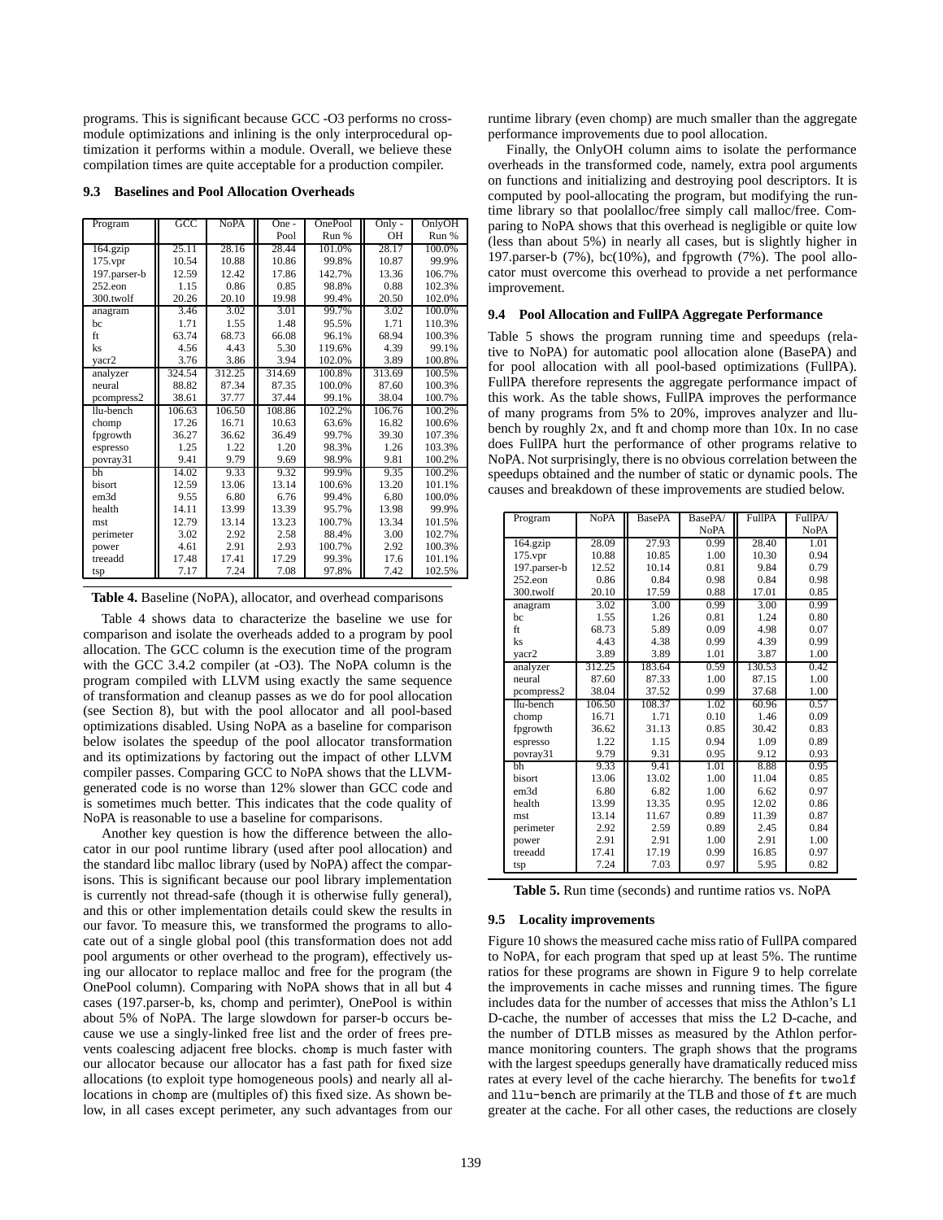programs. This is significant because GCC -O3 performs no cross-module optimizations and inlining is the only interprocedural optimization it performs within a module. Overall, we believe these compilation times are quite acceptable for a production compiler.

### 9.3 Baselines and Pool Allocation Overheads

| Program | GCC | NoPA | One - Pool | OnePool Run % | Only - OH | OnlyOH Run % |
|---|---|---|---|---|---|---|
| 164.gzip | 25.11 | 28.16 | 28.44 | 101.0% | 28.17 | 100.0% |
| 175.vpr | 10.54 | 10.88 | 10.86 | 99.8% | 10.87 | 99.9% |
| 197.parser-b | 12.59 | 12.42 | 17.86 | 142.7% | 13.36 | 106.7% |
| 252.eon | 1.15 | 0.86 | 0.85 | 98.8% | 0.88 | 102.3% |
| 300.twolf | 20.26 | 20.10 | 19.98 | 99.4% | 20.50 | 102.0% |
| anagram | 3.46 | 3.02 | 3.01 | 99.7% | 3.02 | 100.0% |
| bc | 1.71 | 1.55 | 1.48 | 95.5% | 1.71 | 110.3% |
| ft | 63.74 | 68.73 | 66.08 | 96.1% | 68.94 | 100.3% |
| ks | 4.56 | 4.43 | 5.30 | 119.6% | 4.39 | 99.1% |
| yacr2 | 3.76 | 3.86 | 3.94 | 102.0% | 3.89 | 100.8% |
| analyzer | 324.54 | 312.25 | 314.69 | 100.8% | 313.69 | 100.5% |
| neural | 88.82 | 87.34 | 87.35 | 100.0% | 87.60 | 100.3% |
| pcompress2 | 38.61 | 37.77 | 37.44 | 99.1% | 38.04 | 100.7% |
| llu-bench | 106.63 | 106.50 | 108.86 | 102.2% | 106.76 | 100.2% |
| chomp | 17.26 | 16.71 | 10.63 | 63.6% | 16.82 | 100.6% |
| fpgrowth | 36.27 | 36.62 | 36.49 | 99.7% | 39.30 | 107.3% |
| espresso | 1.25 | 1.22 | 1.20 | 98.3% | 1.26 | 103.3% |
| povray31 | 9.41 | 9.79 | 9.69 | 98.9% | 9.81 | 100.2% |
| bh | 14.02 | 9.33 | 9.32 | 99.9% | 9.35 | 100.2% |
| bisort | 12.59 | 13.06 | 13.14 | 100.6% | 13.20 | 101.1% |
| em3d | 9.55 | 6.80 | 6.76 | 99.4% | 6.80 | 100.0% |
| health | 14.11 | 13.99 | 13.39 | 95.7% | 13.98 | 99.9% |
| mst | 12.79 | 13.14 | 13.23 | 100.7% | 13.34 | 101.5% |
| perimeter | 3.02 | 2.92 | 2.58 | 88.4% | 3.00 | 102.7% |
| power | 4.61 | 2.91 | 2.93 | 100.7% | 2.92 | 100.3% |
| treeadd | 17.48 | 17.41 | 17.29 | 99.3% | 17.6 | 101.1% |
| tsp | 7.17 | 7.24 | 7.08 | 97.8% | 7.42 | 102.5% |

**Table 4.** Baseline (NoPA), allocator, and overhead comparisons

Table 4 shows data to characterize the baseline we use for comparison and isolate the overheads added to a program by pool allocation. The GCC column is the execution time of the program with the GCC 3.4.2 compiler (at -O3). The NoPA column is the program compiled with LLVM using exactly the same sequence of transformation and cleanup passes as we do for pool allocation (see Section 8), but with the pool allocator and all pool-based optimizations disabled. Using NoPA as a baseline for comparison below isolates the speedup of the pool allocator transformation and its optimizations by factoring out the impact of other LLVM compiler passes. Comparing GCC to NoPA shows that the LLVM-generated code is no worse than 12% slower than GCC code and is sometimes much better. This indicates that the code quality of NoPA is reasonable to use a baseline for comparisons.

Another key question is how the difference between the allocator in our pool runtime library (used after pool allocation) and the standard libc malloc library (used by NoPA) affect the comparisons. This is significant because our pool library implementation is currently not thread-safe (though it is otherwise fully general), and this or other implementation details could skew the results in our favor. To measure this, we transformed the programs to allocate out of a single global pool (this transformation does not add pool arguments or other overhead to the program), effectively using our allocator to replace malloc and free for the program (the OnePool column). Comparing with NoPA shows that in all but 4 cases (197.parser-b, ks, chomp and perimter), OnePool is within about 5% of NoPA. The large slowdown for parser-b occurs because we use a singly-linked free list and the order of frees prevents coalescing adjacent free blocks. chomp is much faster with our allocator because our allocator has a fast path for fixed size allocations (to exploit type homogeneous pools) and nearly all allocations in chomp are (multiples of) this fixed size. As shown below, in all cases except perimeter, any such advantages from our runtime library (even chomp) are much smaller than the aggregate performance improvements due to pool allocation.

Finally, the OnlyOH column aims to isolate the performance overheads in the transformed code, namely, extra pool arguments on functions and initializing and destroying pool descriptors. It is computed by pool-allocating the program, but modifying the runtime library so that poolalloc/free simply call malloc/free. Comparing to NoPA shows that this overhead is negligible or quite low (less than about 5%) in nearly all cases, but is slightly higher in 197.parser-b (7%), bc(10%), and fpgrowth (7%). The pool allocator must overcome this overhead to provide a net performance improvement.

### 9.4 Pool Allocation and FullPA Aggregate Performance

Table 5 shows the program running time and speedups (relative to NoPA) for automatic pool allocation alone (BasePA) and for pool allocation with all pool-based optimizations (FullPA). FullPA therefore represents the aggregate performance impact of this work. As the table shows, FullPA improves the performance of many programs from 5% to 20%, improves analyzer and llu-bench by roughly 2x, and ft and chomp more than 10x. In no case does FullPA hurt the performance of other programs relative to NoPA. Not surprisingly, there is no obvious correlation between the speedups obtained and the number of static or dynamic pools. The causes and breakdown of these improvements are studied below.

| Program | NoPA | BasePA | BasePA/ NoPA | FullPA | FullPA/ NoPA |
|---|---|---|---|---|---|
| 164.gzip | 28.09 | 27.93 | 0.99 | 28.40 | 1.01 |
| 175.vpr | 10.88 | 10.85 | 1.00 | 10.30 | 0.94 |
| 197.parser-b | 12.52 | 10.14 | 0.81 | 9.84 | 0.79 |
| 252.eon | 0.86 | 0.84 | 0.98 | 0.84 | 0.98 |
| 300.twolf | 20.10 | 17.59 | 0.88 | 17.01 | 0.85 |
| anagram | 3.02 | 3.00 | 0.99 | 3.00 | 0.99 |
| bc | 1.55 | 1.26 | 0.81 | 1.24 | 0.80 |
| ft | 68.73 | 5.89 | 0.09 | 4.98 | 0.07 |
| ks | 4.43 | 4.38 | 0.99 | 4.39 | 0.99 |
| yacr2 | 3.89 | 3.89 | 1.01 | 3.87 | 1.00 |
| analyzer | 312.25 | 183.64 | 0.59 | 130.53 | 0.42 |
| neural | 87.60 | 87.33 | 1.00 | 87.15 | 1.00 |
| pcompress2 | 38.04 | 37.52 | 0.99 | 37.68 | 1.00 |
| llu-bench | 106.50 | 108.37 | 1.02 | 60.96 | 0.57 |
| chomp | 16.71 | 1.71 | 0.10 | 1.46 | 0.09 |
| fpgrowth | 36.62 | 31.13 | 0.85 | 30.42 | 0.83 |
| espresso | 1.22 | 1.15 | 0.94 | 1.09 | 0.89 |
| povray31 | 9.79 | 9.31 | 0.95 | 9.12 | 0.93 |
| bh | 9.33 | 9.41 | 1.01 | 8.88 | 0.95 |
| bisort | 13.06 | 13.02 | 1.00 | 11.04 | 0.85 |
| em3d | 6.80 | 6.82 | 1.00 | 6.62 | 0.97 |
| health | 13.99 | 13.35 | 0.95 | 12.02 | 0.86 |
| mst | 13.14 | 11.67 | 0.89 | 11.39 | 0.87 |
| perimeter | 2.92 | 2.59 | 0.89 | 2.45 | 0.84 |
| power | 2.91 | 2.91 | 1.00 | 2.91 | 1.00 |
| treeadd | 17.41 | 17.19 | 0.99 | 16.85 | 0.97 |
| tsp | 7.24 | 7.03 | 0.97 | 5.95 | 0.82 |

**Table 5.** Run time (seconds) and runtime ratios vs. NoPA

### 9.5 Locality improvements

Figure 10 shows the measured cache miss ratio of FullPA compared to NoPA, for each program that sped up at least 5%. The runtime ratios for these programs are shown in Figure 9 to help correlate the improvements in cache misses and running times. The figure includes data for the number of accesses that miss the Athlon's L1 D-cache, the number of accesses that miss the L2 D-cache, and the number of DTLB misses as measured by the Athlon performance monitoring counters. The graph shows that the programs with the largest speedups generally have dramatically reduced miss rates at every level of the cache hierarchy. The benefits for twolf and llu-bench are primarily at the TLB and those of ft are much greater at the cache. For all other cases, the reductions are closely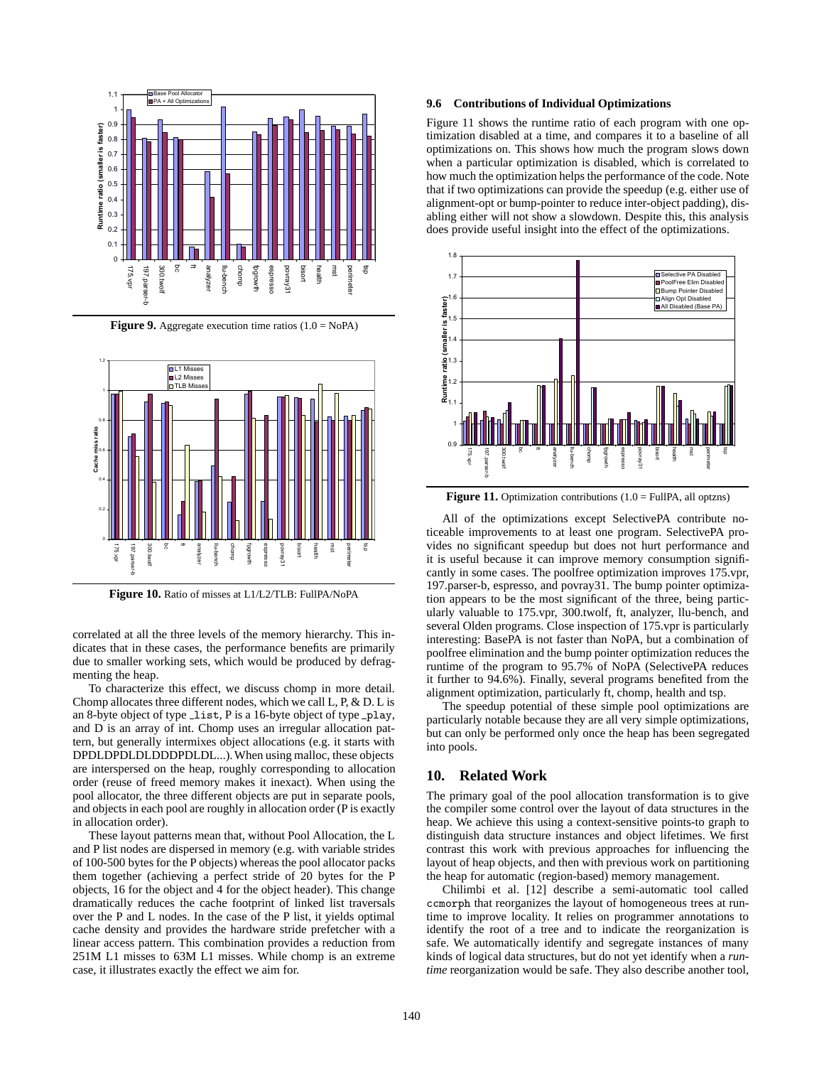**Figure 9.** Aggregate execution time ratios (1.0 = NoPA)

**Figure 10.** Ratio of misses at L1/L2/TLB: FullPA/NoPA

correlated at all the three levels of the memory hierarchy. This indicates that in these cases, the performance benefits are primarily due to smaller working sets, which would be produced by defragmenting the heap.

To characterize this effect, we discuss chomp in more detail. Chomp allocates three different nodes, which we call L, P, & D. L is an 8-byte object of type _list, P is a 16-byte object of type _play, and D is an array of int. Chomp uses an irregular allocation pattern, but generally intermixes object allocations (e.g. it starts with DPDLDPDLDLDDDPDLDL...). When using malloc, these objects are interspersed on the heap, roughly corresponding to allocation order (reuse of freed memory makes it inexact). When using the pool allocator, the three different objects are put in separate pools, and objects in each pool are roughly in allocation order (P is exactly in allocation order).

These layout patterns mean that, without Pool Allocation, the L and P list nodes are dispersed in memory (e.g. with variable strides of 100-500 bytes for the P objects) whereas the pool allocator packs them together (achieving a perfect stride of 20 bytes for the P objects, 16 for the object and 4 for the object header). This change dramatically reduces the cache footprint of linked list traversals over the P and L nodes. In the case of the P list, it yields optimal cache density and provides the hardware stride prefetcher with a linear access pattern. This combination provides a reduction from 251M L1 misses to 63M L1 misses. While chomp is an extreme case, it illustrates exactly the effect we aim for.

### 9.6 Contributions of Individual Optimizations

Figure 11 shows the runtime ratio of each program with one optimization disabled at a time, and compares it to a baseline of all optimizations on. This shows how much the program slows down when a particular optimization is disabled, which is correlated to how much the optimization helps the performance of the code. Note that if two optimizations can provide the speedup (e.g. either use of alignment-opt or bump-pointer to reduce inter-object padding), disabling either will not show a slowdown. Despite this, this analysis does provide useful insight into the effect of the optimizations.

**Figure 11.** Optimization contributions (1.0 = FullPA, all optzns)

All of the optimizations except SelectivePA contribute noticeable improvements to at least one program. SelectivePA provides no significant speedup but does not hurt performance and it is useful because it can improve memory consumption significantly in some cases. The poolfree optimization improves 175.vpr, 197.parser-b, espresso, and povray31. The bump pointer optimization appears to be the most significant of the three, being particularly valuable to 175.vpr, 300.twolf, ft, analyzer, llu-bench, and several Olden programs. Close inspection of 175.vpr is particularly interesting: BasePA is not faster than NoPA, but a combination of poolfree elimination and the bump pointer optimization reduces the runtime of the program to 95.7% of NoPA (SelectivePA reduces it further to 94.6%). Finally, several programs benefited from the alignment optimization, particularly ft, chomp, health and tsp.

The speedup potential of these simple pool optimizations are particularly notable because they are all very simple optimizations, but can only be performed only once the heap has been segregated into pools.

## 10. Related Work

The primary goal of the pool allocation transformation is to give the compiler some control over the layout of data structures in the heap. We achieve this using a context-sensitive points-to graph to distinguish data structure instances and object lifetimes. We first contrast this work with previous approaches for influencing the layout of heap objects, and then with previous work on partitioning the heap for automatic (region-based) memory management.

Chilimbi et al. [12] describe a semi-automatic tool called ccmorph that reorganizes the layout of homogeneous trees at runtime to improve locality. It relies on programmer annotations to identify the root of a tree and to indicate the reorganization is safe. We automatically identify and segregate instances of many kinds of logical data structures, but do not yet identify when a *runtime* reorganization would be safe. They also describe another tool,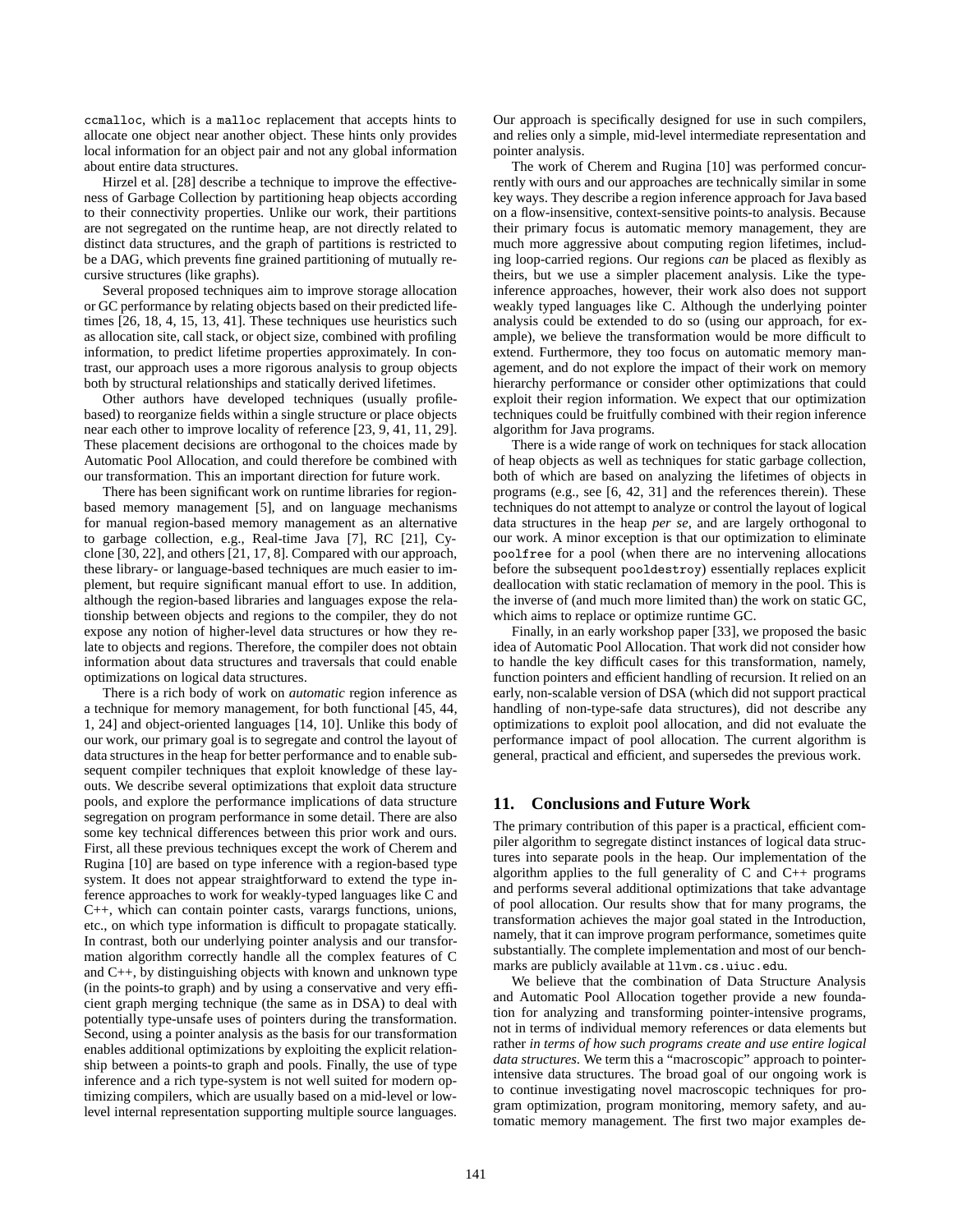ccmalloc, which is a malloc replacement that accepts hints to allocate one object near another object. These hints only provides local information for an object pair and not any global information about entire data structures.

Hirzel et al. [28] describe a technique to improve the effectiveness of Garbage Collection by partitioning heap objects according to their connectivity properties. Unlike our work, their partitions are not segregated on the runtime heap, are not directly related to distinct data structures, and the graph of partitions is restricted to be a DAG, which prevents fine grained partitioning of mutually recursive structures (like graphs).

Several proposed techniques aim to improve storage allocation or GC performance by relating objects based on their predicted lifetimes [26, 18, 4, 15, 13, 41]. These techniques use heuristics such as allocation site, call stack, or object size, combined with profiling information, to predict lifetime properties approximately. In contrast, our approach uses a more rigorous analysis to group objects both by structural relationships and statically derived lifetimes.

Other authors have developed techniques (usually profile-based) to reorganize fields within a single structure or place objects near each other to improve locality of reference [23, 9, 41, 11, 29]. These placement decisions are orthogonal to the choices made by Automatic Pool Allocation, and could therefore be combined with our transformation. This an important direction for future work.

There has been significant work on runtime libraries for region-based memory management [5], and on language mechanisms for manual region-based memory management as an alternative to garbage collection, e.g., Real-time Java [7], RC [21], Cyclone [30, 22], and others [21, 17, 8]. Compared with our approach, these library- or language-based techniques are much easier to implement, but require significant manual effort to use. In addition, although the region-based libraries and languages expose the relationship between objects and regions to the compiler, they do not expose any notion of higher-level data structures or how they relate to objects and regions. Therefore, the compiler does not obtain information about data structures and traversals that could enable optimizations on logical data structures.

There is a rich body of work on *automatic* region inference as a technique for memory management, for both functional [45, 44, 1, 24] and object-oriented languages [14, 10]. Unlike this body of our work, our primary goal is to segregate and control the layout of data structures in the heap for better performance and to enable subsequent compiler techniques that exploit knowledge of these layouts. We describe several optimizations that exploit data structure pools, and explore the performance implications of data structure segregation on program performance in some detail. There are also some key technical differences between this prior work and ours. First, all these previous techniques except the work of Cherem and Rugina [10] are based on type inference with a region-based type system. It does not appear straightforward to extend the type inference approaches to work for weakly-typed languages like C and C++, which can contain pointer casts, varargs functions, unions, etc., on which type information is difficult to propagate statically. In contrast, both our underlying pointer analysis and our transformation algorithm correctly handle all the complex features of C and C++, by distinguishing objects with known and unknown type (in the points-to graph) and by using a conservative and very efficient graph merging technique (the same as in DSA) to deal with potentially type-unsafe uses of pointers during the transformation. Second, using a pointer analysis as the basis for our transformation enables additional optimizations by exploiting the explicit relationship between a points-to graph and pools. Finally, the use of type inference and a rich type-system is not well suited for modern optimizing compilers, which are usually based on a mid-level or low-level internal representation supporting multiple source languages. Our approach is specifically designed for use in such compilers, and relies only a simple, mid-level intermediate representation and pointer analysis.

The work of Cherem and Rugina [10] was performed concurrently with ours and our approaches are technically similar in some key ways. They describe a region inference approach for Java based on a flow-insensitive, context-sensitive points-to analysis. Because their primary focus is automatic memory management, they are much more aggressive about computing region lifetimes, including loop-carried regions. Our regions *can* be placed as flexibly as theirs, but we use a simpler placement analysis. Like the type-inference approaches, however, their work also does not support weakly typed languages like C. Although the underlying pointer analysis could be extended to do so (using our approach, for example), we believe the transformation would be more difficult to extend. Furthermore, they too focus on automatic memory management, and do not explore the impact of their work on memory hierarchy performance or consider other optimizations that could exploit their region information. We expect that our optimization techniques could be fruitfully combined with their region inference algorithm for Java programs.

There is a wide range of work on techniques for stack allocation of heap objects as well as techniques for static garbage collection, both of which are based on analyzing the lifetimes of objects in programs (e.g., see [6, 42, 31] and the references therein). These techniques do not attempt to analyze or control the layout of logical data structures in the heap *per se*, and are largely orthogonal to our work. A minor exception is that our optimization to eliminate poolfree for a pool (when there are no intervening allocations before the subsequent pooldestroy) essentially replaces explicit deallocation with static reclamation of memory in the pool. This is the inverse of (and much more limited than) the work on static GC, which aims to replace or optimize runtime GC.

Finally, in an early workshop paper [33], we proposed the basic idea of Automatic Pool Allocation. That work did not consider how to handle the key difficult cases for this transformation, namely, function pointers and efficient handling of recursion. It relied on an early, non-scalable version of DSA (which did not support practical handling of non-type-safe data structures), did not describe any optimizations to exploit pool allocation, and did not evaluate the performance impact of pool allocation. The current algorithm is general, practical and efficient, and supersedes the previous work.

## 11. Conclusions and Future Work

The primary contribution of this paper is a practical, efficient compiler algorithm to segregate distinct instances of logical data structures into separate pools in the heap. Our implementation of the algorithm applies to the full generality of C and C++ programs and performs several additional optimizations that take advantage of pool allocation. Our results show that for many programs, the transformation achieves the major goal stated in the Introduction, namely, that it can improve program performance, sometimes quite substantially. The complete implementation and most of our benchmarks are publicly available at llvm.cs.uiuc.edu.

We believe that the combination of Data Structure Analysis and Automatic Pool Allocation together provide a new foundation for analyzing and transforming pointer-intensive programs, not in terms of individual memory references or data elements but rather *in terms of how such programs create and use entire logical data structures*. We term this a "macroscopic" approach to pointer-intensive data structures. The broad goal of our ongoing work is to continue investigating novel macroscopic techniques for program optimization, program monitoring, memory safety, and automatic memory management. The first two major examples de-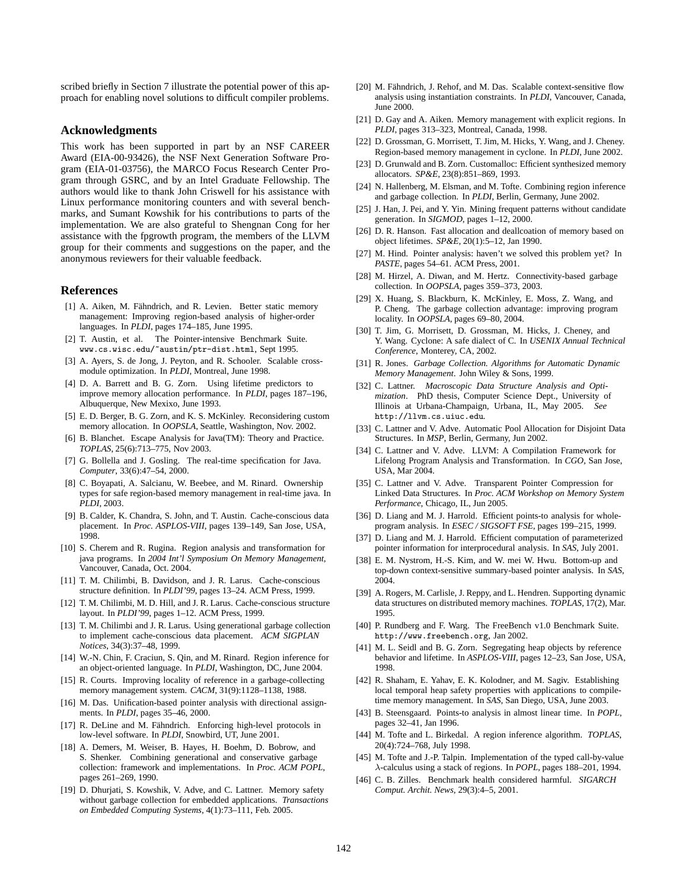scribed briefly in Section 7 illustrate the potential power of this approach for enabling novel solutions to difficult compiler problems.

## Acknowledgments

This work has been supported in part by an NSF CAREER Award (EIA-00-93426), the NSF Next Generation Software Program (EIA-01-03756), the MARCO Focus Research Center Program through GSRC, and by an Intel Graduate Fellowship. The authors would like to thank John Criswell for his assistance with Linux performance monitoring counters and with several benchmarks, and Sumant Kowshik for his contributions to parts of the implementation. We are also grateful to Shengnan Cong for her assistance with the fpgrowth program, the members of the LLVM group for their comments and suggestions on the paper, and the anonymous reviewers for their valuable feedback.

## References

[1] A. Aiken, M. Fähndrich, and R. Levien. Better static memory management: Improving region-based analysis of higher-order languages. In *PLDI*, pages 174–185, June 1995.

[2] T. Austin, et al. The Pointer-intensive Benchmark Suite. `www.cs.wisc.edu/~austin/ptr-dist.html`, Sept 1995.

[3] A. Ayers, S. de Jong, J. Peyton, and R. Schooler. Scalable cross-module optimization. In *PLDI*, Montreal, June 1998.

[4] D. A. Barrett and B. G. Zorn. Using lifetime predictors to improve memory allocation performance. In *PLDI*, pages 187–196, Albuquerque, New Mexito, June 1993.

[5] E. D. Berger, B. G. Zorn, and K. S. McKinley. Reconsidering custom memory allocation. In *OOPSLA*, Seattle, Washington, Nov. 2002.

[6] B. Blanchet. Escape Analysis for Java(TM): Theory and Practice. *TOPLAS*, 25(6):713–775, Nov 2003.

[7] G. Bollella and J. Gosling. The real-time specification for Java. *Computer*, 33(6):47–54, 2000.

[8] C. Boyapati, A. Salcianu, W. Beebee, and M. Rinard. Ownership types for safe region-based memory management in real-time java. In *PLDI*, 2003.

[9] B. Calder, K. Chandra, S. John, and T. Austin. Cache-conscious data placement. In *Proc. ASPLOS-VIII*, pages 139–149, San Jose, USA, 1998.

[10] S. Cherem and R. Rugina. Region analysis and transformation for java programs. In *2004 Int'l Symposium On Memory Management*, Vancouver, Canada, Oct. 2004.

[11] T. M. Chilimbi, B. Davidson, and J. R. Larus. Cache-conscious structure definition. In *PLDI'99*, pages 13–24. ACM Press, 1999.

[12] T. M. Chilimbi, M. D. Hill, and J. R. Larus. Cache-conscious structure layout. In *PLDI'99*, pages 1–12. ACM Press, 1999.

[13] T. M. Chilimbi and J. R. Larus. Using generational garbage collection to implement cache-conscious data placement. *ACM SIGPLAN Notices*, 34(3):37–48, 1999.

[14] W.-N. Chin, F. Craciun, S. Qin, and M. Rinard. Region inference for an object-oriented language. In *PLDI*, Washington, DC, June 2004.

[15] R. Courts. Improving locality of reference in a garbage-collecting memory management system. *CACM*, 31(9):1128–1138, 1988.

[16] M. Das. Unification-based pointer analysis with directional assignments. In *PLDI*, pages 35–46, 2000.

[17] R. DeLine and M. Fähndrich. Enforcing high-level protocols in low-level software. In *PLDI*, Snowbird, UT, June 2001.

[18] A. Demers, M. Weiser, B. Hayes, H. Boehm, D. Bobrow, and S. Shenker. Combining generational and conservative garbage collection: framework and implementations. In *Proc. ACM POPL*, pages 261–269, 1990.

[19] D. Dhurjati, S. Kowshik, V. Adve, and C. Lattner. Memory safety without garbage collection for embedded applications. *Transactions on Embedded Computing Systems*, 4(1):73–111, Feb. 2005.

[20] M. Fähndrich, J. Rehof, and M. Das. Scalable context-sensitive flow analysis using instantiation constraints. In *PLDI*, Vancouver, Canada, June 2000.

[21] D. Gay and A. Aiken. Memory management with explicit regions. In *PLDI*, pages 313–323, Montreal, Canada, 1998.

[22] D. Grossman, G. Morrisett, T. Jim, M. Hicks, Y. Wang, and J. Cheney. Region-based memory management in cyclone. In *PLDI*, June 2002.

[23] D. Grunwald and B. Zorn. Customalloc: Efficient synthesized memory allocators. *SP&E*, 23(8):851–869, 1993.

[24] N. Hallenberg, M. Elsman, and M. Tofte. Combining region inference and garbage collection. In *PLDI*, Berlin, Germany, June 2002.

[25] J. Han, J. Pei, and Y. Yin. Mining frequent patterns without candidate generation. In *SIGMOD*, pages 1–12, 2000.

[26] D. R. Hanson. Fast allocation and deallcoation of memory based on object lifetimes. *SP&E*, 20(1):5–12, Jan 1990.

[27] M. Hind. Pointer analysis: haven't we solved this problem yet? In *PASTE*, pages 54–61. ACM Press, 2001.

[28] M. Hirzel, A. Diwan, and M. Hertz. Connectivity-based garbage collection. In *OOPSLA*, pages 359–373, 2003.

[29] X. Huang, S. Blackburn, K. McKinley, E. Moss, Z. Wang, and P. Cheng. The garbage collection advantage: improving program locality. In *OOPSLA*, pages 69–80, 2004.

[30] T. Jim, G. Morrisett, D. Grossman, M. Hicks, J. Cheney, and Y. Wang. Cyclone: A safe dialect of C. In *USENIX Annual Technical Conference*, Monterey, CA, 2002.

[31] R. Jones. *Garbage Collection. Algorithms for Automatic Dynamic Memory Management*. John Wiley & Sons, 1999.

[32] C. Lattner. *Macroscopic Data Structure Analysis and Optimization*. PhD thesis, Computer Science Dept., University of Illinois at Urbana-Champaign, Urbana, IL, May 2005. *See* `http://llvm.cs.uiuc.edu`.

[33] C. Lattner and V. Adve. Automatic Pool Allocation for Disjoint Data Structures. In *MSP*, Berlin, Germany, Jun 2002.

[34] C. Lattner and V. Adve. LLVM: A Compilation Framework for Lifelong Program Analysis and Transformation. In *CGO*, San Jose, USA, Mar 2004.

[35] C. Lattner and V. Adve. Transparent Pointer Compression for Linked Data Structures. In *Proc. ACM Workshop on Memory System Performance*, Chicago, IL, Jun 2005.

[36] D. Liang and M. J. Harrold. Efficient points-to analysis for whole-program analysis. In *ESEC / SIGSOFT FSE*, pages 199–215, 1999.

[37] D. Liang and M. J. Harrold. Efficient computation of parameterized pointer information for interprocedural analysis. In *SAS*, July 2001.

[38] E. M. Nystrom, H.-S. Kim, and W. mei W. Hwu. Bottom-up and top-down context-sensitive summary-based pointer analysis. In *SAS*, 2004.

[39] A. Rogers, M. Carlisle, J. Reppy, and L. Hendren. Supporting dynamic data structures on distributed memory machines. *TOPLAS*, 17(2), Mar. 1995.

[40] P. Rundberg and F. Warg. The FreeBench v1.0 Benchmark Suite. `http://www.freebench.org`, Jan 2002.

[41] M. L. Seidl and B. G. Zorn. Segregating heap objects by reference behavior and lifetime. In *ASPLOS-VIII*, pages 12–23, San Jose, USA, 1998.

[42] R. Shaham, E. Yahav, E. K. Kolodner, and M. Sagiv. Establishing local temporal heap safety properties with applications to compile-time memory management. In *SAS*, San Diego, USA, June 2003.

[43] B. Steensgaard. Points-to analysis in almost linear time. In *POPL*, pages 32–41, Jan 1996.

[44] M. Tofte and L. Birkedal. A region inference algorithm. *TOPLAS*, 20(4):724–768, July 1998.

[45] M. Tofte and J.-P. Talpin. Implementation of the typed call-by-value $\lambda$-calculus using a stack of regions. In *POPL*, pages 188–201, 1994.

[46] C. B. Zilles. Benchmark health considered harmful. *SIGARCH Comput. Archit. News*, 29(3):4–5, 2001.